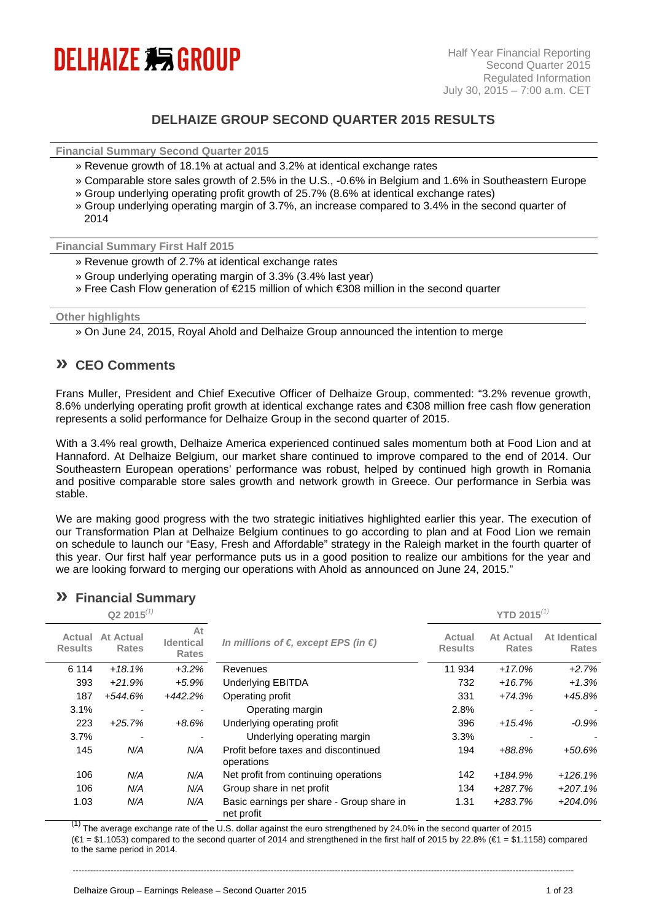DELHAIZE GROUP

Half Year Financial Reporting
Second Quarter 2015
Regulated Information
July 30, 2015 – 7:00 a.m. CET

# DELHAIZE GROUP SECOND QUARTER 2015 RESULTS

**Financial Summary Second Quarter 2015**

- » Revenue growth of 18.1% at actual and 3.2% at identical exchange rates
- » Comparable store sales growth of 2.5% in the U.S., -0.6% in Belgium and 1.6% in Southeastern Europe
- » Group underlying operating profit growth of 25.7% (8.6% at identical exchange rates)
- » Group underlying operating margin of 3.7%, an increase compared to 3.4% in the second quarter of 2014

**Financial Summary First Half 2015**

- » Revenue growth of 2.7% at identical exchange rates
- » Group underlying operating margin of 3.3% (3.4% last year)
- » Free Cash Flow generation of €215 million of which €308 million in the second quarter

**Other highlights**

- » On June 24, 2015, Royal Ahold and Delhaize Group announced the intention to merge

## » CEO Comments

Frans Muller, President and Chief Executive Officer of Delhaize Group, commented: "3.2% revenue growth, 8.6% underlying operating profit growth at identical exchange rates and €308 million free cash flow generation represents a solid performance for Delhaize Group in the second quarter of 2015.

With a 3.4% real growth, Delhaize America experienced continued sales momentum both at Food Lion and at Hannaford. At Delhaize Belgium, our market share continued to improve compared to the end of 2014. Our Southeastern European operations' performance was robust, helped by continued high growth in Romania and positive comparable store sales growth and network growth in Greece. Our performance in Serbia was stable.

We are making good progress with the two strategic initiatives highlighted earlier this year. The execution of our Transformation Plan at Delhaize Belgium continues to go according to plan and at Food Lion we remain on schedule to launch our "Easy, Fresh and Affordable" strategy in the Raleigh market in the fourth quarter of this year. Our first half year performance puts us in a good position to realize our ambitions for the year and we are looking forward to merging our operations with Ahold as announced on June 24, 2015."

## » Financial Summary

| Q2 2015[(1)] | | | | YTD 2015[(1)] | | |
|---|---|---|---|---|---|---|
| Actual Results | At Actual Rates | At Identical Rates | *In millions of €, except EPS (in €)* | Actual Results | At Actual Rates | At Identical Rates |
| 6 114 | *+18.1%* | *+3.2%* | Revenues | 11 934 | *+17.0%* | *+2.7%* |
| 393 | *+21.9%* | *+5.9%* | Underlying EBITDA | 732 | *+16.7%* | *+1.3%* |
| 187 | *+544.6%* | *+442.2%* | Operating profit | 331 | *+74.3%* | *+45.8%* |
| 3.1% | - | - | Operating margin | 2.8% | - | - |
| 223 | *+25.7%* | *+8.6%* | Underlying operating profit | 396 | *+15.4%* | *-0.9%* |
| 3.7% | - | - | Underlying operating margin | 3.3% | - | - |
| 145 | *N/A* | *N/A* | Profit before taxes and discontinued operations | 194 | *+88.8%* | *+50.6%* |
| 106 | *N/A* | *N/A* | Net profit from continuing operations | 142 | *+184.9%* | *+126.1%* |
| 106 | *N/A* | *N/A* | Group share in net profit | 134 | *+287.7%* | *+207.1%* |
| 1.03 | *N/A* | *N/A* | Basic earnings per share - Group share in net profit | 1.31 | *+283.7%* | *+204.0%* |

(1) The average exchange rate of the U.S. dollar against the euro strengthened by 24.0% in the second quarter of 2015 (€1 = $1.1053) compared to the second quarter of 2014 and strengthened in the first half of 2015 by 22.8% (€1 = $1.1158) compared to the same period in 2014.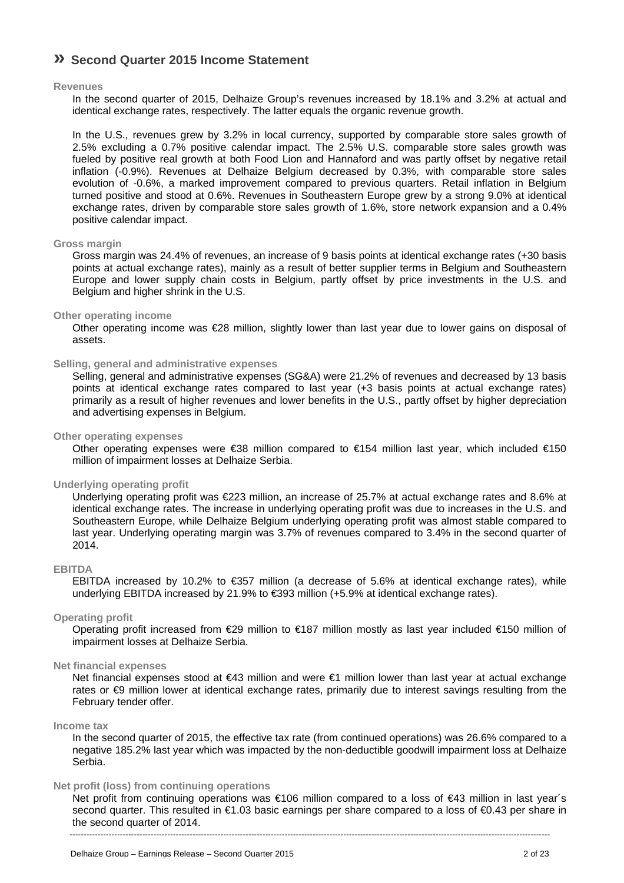# » Second Quarter 2015 Income Statement

**Revenues**

In the second quarter of 2015, Delhaize Group's revenues increased by 18.1% and 3.2% at actual and identical exchange rates, respectively. The latter equals the organic revenue growth.

In the U.S., revenues grew by 3.2% in local currency, supported by comparable store sales growth of 2.5% excluding a 0.7% positive calendar impact. The 2.5% U.S. comparable store sales growth was fueled by positive real growth at both Food Lion and Hannaford and was partly offset by negative retail inflation (-0.9%). Revenues at Delhaize Belgium decreased by 0.3%, with comparable store sales evolution of -0.6%, a marked improvement compared to previous quarters. Retail inflation in Belgium turned positive and stood at 0.6%. Revenues in Southeastern Europe grew by a strong 9.0% at identical exchange rates, driven by comparable store sales growth of 1.6%, store network expansion and a 0.4% positive calendar impact.

**Gross margin**

Gross margin was 24.4% of revenues, an increase of 9 basis points at identical exchange rates (+30 basis points at actual exchange rates), mainly as a result of better supplier terms in Belgium and Southeastern Europe and lower supply chain costs in Belgium, partly offset by price investments in the U.S. and Belgium and higher shrink in the U.S.

**Other operating income**

Other operating income was €28 million, slightly lower than last year due to lower gains on disposal of assets.

**Selling, general and administrative expenses**

Selling, general and administrative expenses (SG&A) were 21.2% of revenues and decreased by 13 basis points at identical exchange rates compared to last year (+3 basis points at actual exchange rates) primarily as a result of higher revenues and lower benefits in the U.S., partly offset by higher depreciation and advertising expenses in Belgium.

**Other operating expenses**

Other operating expenses were €38 million compared to €154 million last year, which included €150 million of impairment losses at Delhaize Serbia.

**Underlying operating profit**

Underlying operating profit was €223 million, an increase of 25.7% at actual exchange rates and 8.6% at identical exchange rates. The increase in underlying operating profit was due to increases in the U.S. and Southeastern Europe, while Delhaize Belgium underlying operating profit was almost stable compared to last year. Underlying operating margin was 3.7% of revenues compared to 3.4% in the second quarter of 2014.

**EBITDA**

EBITDA increased by 10.2% to €357 million (a decrease of 5.6% at identical exchange rates), while underlying EBITDA increased by 21.9% to €393 million (+5.9% at identical exchange rates).

**Operating profit**

Operating profit increased from €29 million to €187 million mostly as last year included €150 million of impairment losses at Delhaize Serbia.

**Net financial expenses**

Net financial expenses stood at €43 million and were €1 million lower than last year at actual exchange rates or €9 million lower at identical exchange rates, primarily due to interest savings resulting from the February tender offer.

**Income tax**

In the second quarter of 2015, the effective tax rate (from continued operations) was 26.6% compared to a negative 185.2% last year which was impacted by the non-deductible goodwill impairment loss at Delhaize Serbia.

**Net profit (loss) from continuing operations**

Net profit from continuing operations was €106 million compared to a loss of €43 million in last year´s second quarter. This resulted in €1.03 basic earnings per share compared to a loss of €0.43 per share in the second quarter of 2014.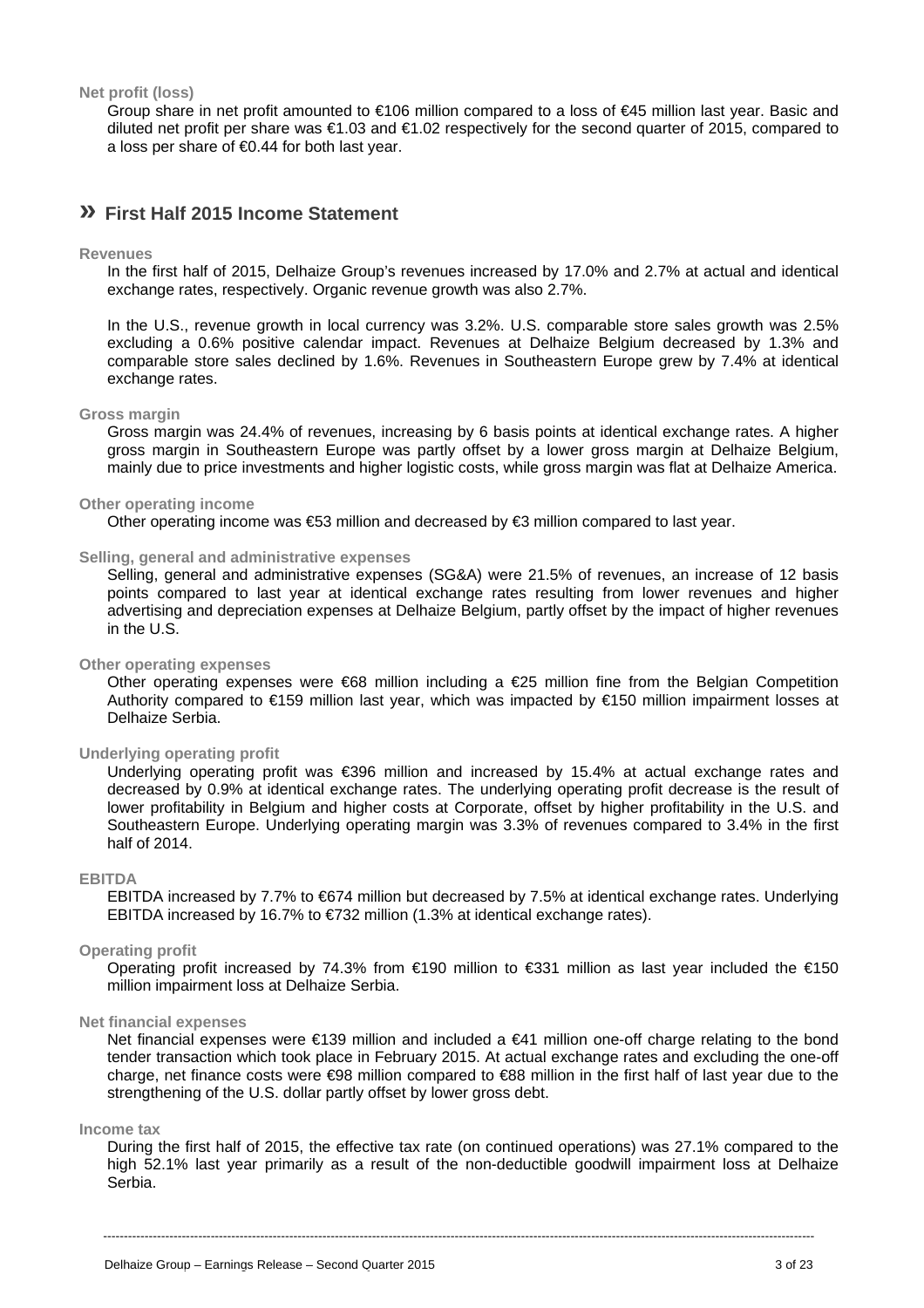**Net profit (loss)**

Group share in net profit amounted to €106 million compared to a loss of €45 million last year. Basic and diluted net profit per share was €1.03 and €1.02 respectively for the second quarter of 2015, compared to a loss per share of €0.44 for both last year.

## » First Half 2015 Income Statement

**Revenues**

In the first half of 2015, Delhaize Group's revenues increased by 17.0% and 2.7% at actual and identical exchange rates, respectively. Organic revenue growth was also 2.7%.

In the U.S., revenue growth in local currency was 3.2%. U.S. comparable store sales growth was 2.5% excluding a 0.6% positive calendar impact. Revenues at Delhaize Belgium decreased by 1.3% and comparable store sales declined by 1.6%. Revenues in Southeastern Europe grew by 7.4% at identical exchange rates.

**Gross margin**

Gross margin was 24.4% of revenues, increasing by 6 basis points at identical exchange rates. A higher gross margin in Southeastern Europe was partly offset by a lower gross margin at Delhaize Belgium, mainly due to price investments and higher logistic costs, while gross margin was flat at Delhaize America.

**Other operating income**

Other operating income was €53 million and decreased by €3 million compared to last year.

**Selling, general and administrative expenses**

Selling, general and administrative expenses (SG&A) were 21.5% of revenues, an increase of 12 basis points compared to last year at identical exchange rates resulting from lower revenues and higher advertising and depreciation expenses at Delhaize Belgium, partly offset by the impact of higher revenues in the U.S.

**Other operating expenses**

Other operating expenses were €68 million including a €25 million fine from the Belgian Competition Authority compared to €159 million last year, which was impacted by €150 million impairment losses at Delhaize Serbia.

**Underlying operating profit**

Underlying operating profit was €396 million and increased by 15.4% at actual exchange rates and decreased by 0.9% at identical exchange rates. The underlying operating profit decrease is the result of lower profitability in Belgium and higher costs at Corporate, offset by higher profitability in the U.S. and Southeastern Europe. Underlying operating margin was 3.3% of revenues compared to 3.4% in the first half of 2014.

**EBITDA**

EBITDA increased by 7.7% to €674 million but decreased by 7.5% at identical exchange rates. Underlying EBITDA increased by 16.7% to €732 million (1.3% at identical exchange rates).

**Operating profit**

Operating profit increased by 74.3% from €190 million to €331 million as last year included the €150 million impairment loss at Delhaize Serbia.

**Net financial expenses**

Net financial expenses were €139 million and included a €41 million one-off charge relating to the bond tender transaction which took place in February 2015. At actual exchange rates and excluding the one-off charge, net finance costs were €98 million compared to €88 million in the first half of last year due to the strengthening of the U.S. dollar partly offset by lower gross debt.

**Income tax**

During the first half of 2015, the effective tax rate (on continued operations) was 27.1% compared to the high 52.1% last year primarily as a result of the non-deductible goodwill impairment loss at Delhaize Serbia.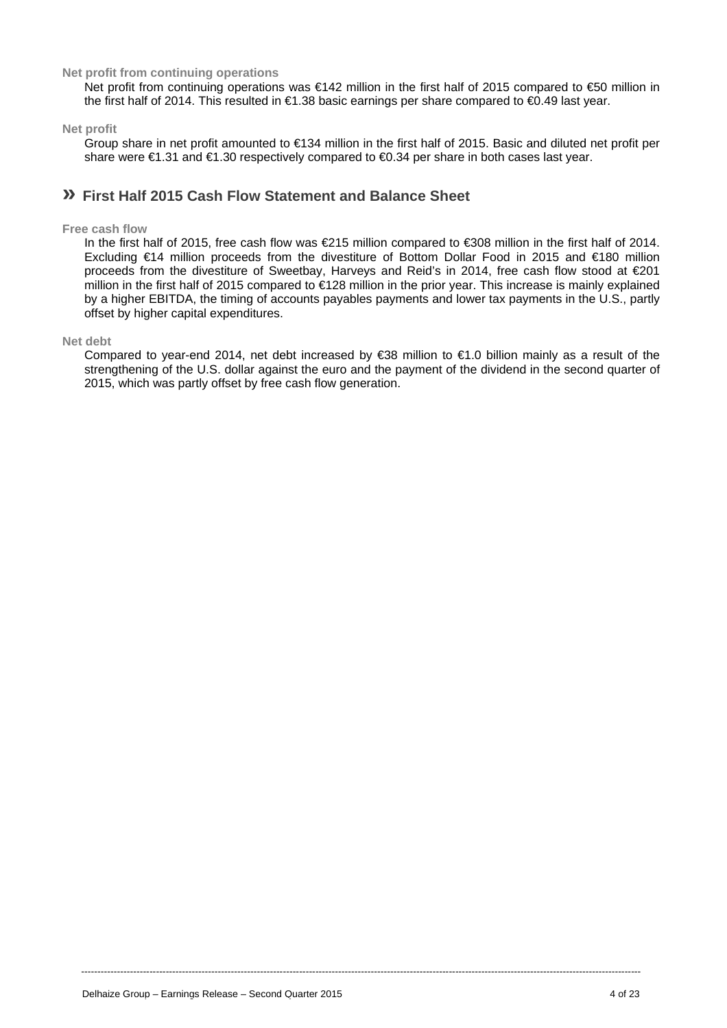### Net profit from continuing operations

Net profit from continuing operations was €142 million in the first half of 2015 compared to €50 million in the first half of 2014. This resulted in €1.38 basic earnings per share compared to €0.49 last year.

### Net profit

Group share in net profit amounted to €134 million in the first half of 2015. Basic and diluted net profit per share were €1.31 and €1.30 respectively compared to €0.34 per share in both cases last year.

## » First Half 2015 Cash Flow Statement and Balance Sheet

### Free cash flow

In the first half of 2015, free cash flow was €215 million compared to €308 million in the first half of 2014. Excluding €14 million proceeds from the divestiture of Bottom Dollar Food in 2015 and €180 million proceeds from the divestiture of Sweetbay, Harveys and Reid's in 2014, free cash flow stood at €201 million in the first half of 2015 compared to €128 million in the prior year. This increase is mainly explained by a higher EBITDA, the timing of accounts payables payments and lower tax payments in the U.S., partly offset by higher capital expenditures.

### Net debt

Compared to year-end 2014, net debt increased by €38 million to €1.0 billion mainly as a result of the strengthening of the U.S. dollar against the euro and the payment of the dividend in the second quarter of 2015, which was partly offset by free cash flow generation.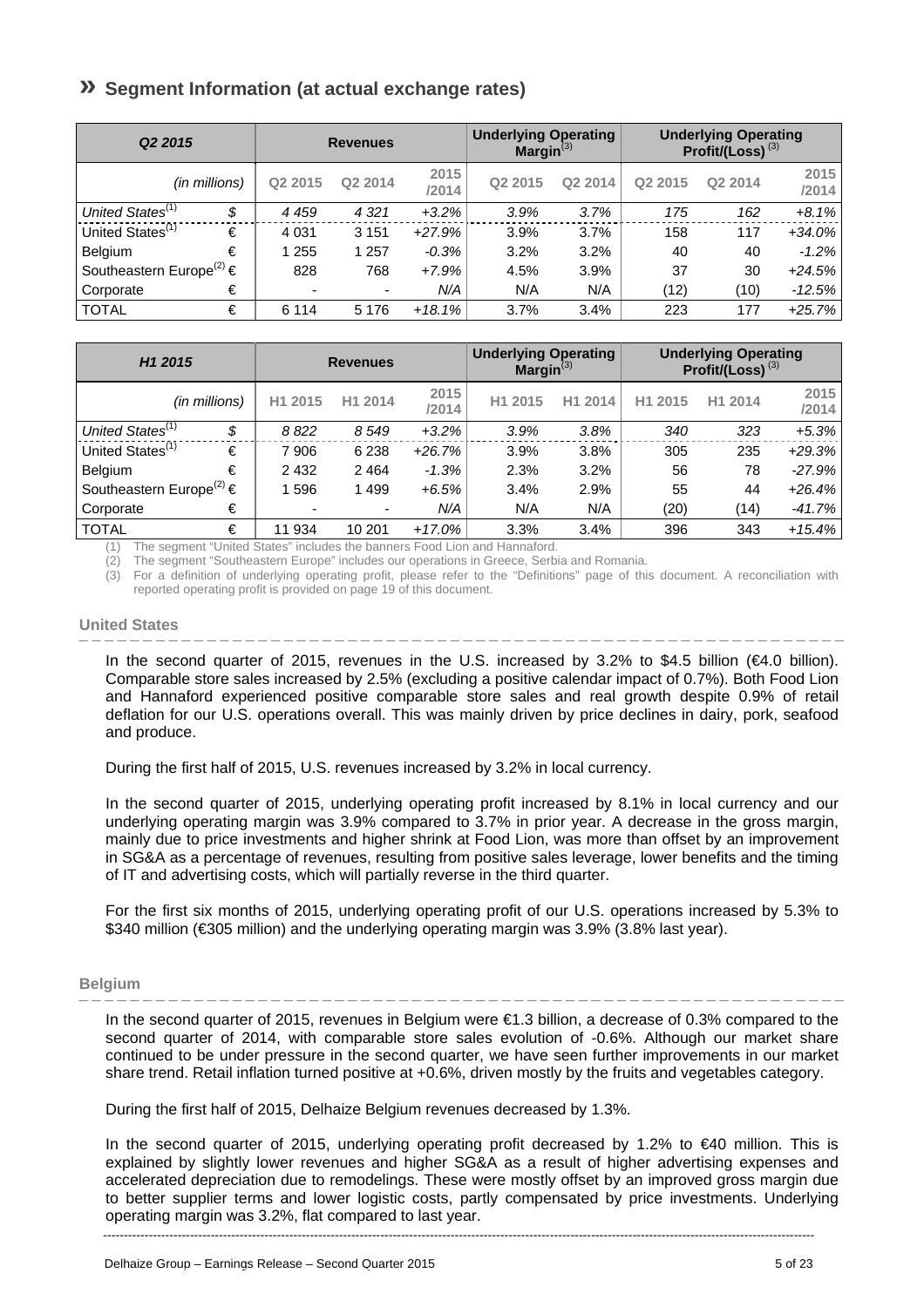## » Segment Information (at actual exchange rates)

| *Q2 2015* | | Revenues | | | Underlying Operating Margin[(3)] | | Underlying Operating Profit/(Loss)[(3)] | | |
|---|---|---|---|---|---|---|---|---|---|
| *(in millions)* | | Q2 2015 | Q2 2014 | 2015 /2014 | Q2 2015 | Q2 2014 | Q2 2015 | Q2 2014 | 2015 /2014 |
| *United States[(1)]* | *$* | *4 459* | *4 321* | *+3.2%* | *3.9%* | *3.7%* | *175* | *162* | *+8.1%* |
| United States[(1)] | € | 4 031 | 3 151 | *+27.9%* | 3.9% | 3.7% | 158 | 117 | *+34.0%* |
| Belgium | € | 1 255 | 1 257 | *-0.3%* | 3.2% | 3.2% | 40 | 40 | *-1.2%* |
| Southeastern Europe[(2)] | € | 828 | 768 | *+7.9%* | 4.5% | 3.9% | 37 | 30 | *+24.5%* |
| Corporate | € | - | - | *N/A* | N/A | N/A | (12) | (10) | *-12.5%* |
| TOTAL | € | 6 114 | 5 176 | *+18.1%* | 3.7% | 3.4% | 223 | 177 | *+25.7%* |

| *H1 2015* | | Revenues | | | Underlying Operating Margin[(3)] | | Underlying Operating Profit/(Loss)[(3)] | | |
|---|---|---|---|---|---|---|---|---|---|
| *(in millions)* | | H1 2015 | H1 2014 | 2015 /2014 | H1 2015 | H1 2014 | H1 2015 | H1 2014 | 2015 /2014 |
| *United States[(1)]* | *$* | *8 822* | *8 549* | *+3.2%* | *3.9%* | *3.8%* | *340* | *323* | *+5.3%* |
| United States[(1)] | € | 7 906 | 6 238 | *+26.7%* | 3.9% | 3.8% | 305 | 235 | *+29.3%* |
| Belgium | € | 2 432 | 2 464 | *-1.3%* | 2.3% | 3.2% | 56 | 78 | *-27.9%* |
| Southeastern Europe[(2)] | € | 1 596 | 1 499 | *+6.5%* | 3.4% | 2.9% | 55 | 44 | *+26.4%* |
| Corporate | € | - | - | *N/A* | N/A | N/A | (20) | (14) | *-41.7%* |
| TOTAL | € | 11 934 | 10 201 | *+17.0%* | 3.3% | 3.4% | 396 | 343 | *+15.4%* |

(1) The segment "United States" includes the banners Food Lion and Hannaford.
(2) The segment "Southeastern Europe" includes our operations in Greece, Serbia and Romania.
(3) For a definition of underlying operating profit, please refer to the "Definitions" page of this document. A reconciliation with reported operating profit is provided on page 19 of this document.

### United States

In the second quarter of 2015, revenues in the U.S. increased by 3.2% to $4.5 billion (€4.0 billion). Comparable store sales increased by 2.5% (excluding a positive calendar impact of 0.7%). Both Food Lion and Hannaford experienced positive comparable store sales and real growth despite 0.9% of retail deflation for our U.S. operations overall. This was mainly driven by price declines in dairy, pork, seafood and produce.

During the first half of 2015, U.S. revenues increased by 3.2% in local currency.

In the second quarter of 2015, underlying operating profit increased by 8.1% in local currency and our underlying operating margin was 3.9% compared to 3.7% in prior year. A decrease in the gross margin, mainly due to price investments and higher shrink at Food Lion, was more than offset by an improvement in SG&A as a percentage of revenues, resulting from positive sales leverage, lower benefits and the timing of IT and advertising costs, which will partially reverse in the third quarter.

For the first six months of 2015, underlying operating profit of our U.S. operations increased by 5.3% to $340 million (€305 million) and the underlying operating margin was 3.9% (3.8% last year).

### Belgium

In the second quarter of 2015, revenues in Belgium were €1.3 billion, a decrease of 0.3% compared to the second quarter of 2014, with comparable store sales evolution of -0.6%. Although our market share continued to be under pressure in the second quarter, we have seen further improvements in our market share trend. Retail inflation turned positive at +0.6%, driven mostly by the fruits and vegetables category.

During the first half of 2015, Delhaize Belgium revenues decreased by 1.3%.

In the second quarter of 2015, underlying operating profit decreased by 1.2% to €40 million. This is explained by slightly lower revenues and higher SG&A as a result of higher advertising expenses and accelerated depreciation due to remodelings. These were mostly offset by an improved gross margin due to better supplier terms and lower logistic costs, partly compensated by price investments. Underlying operating margin was 3.2%, flat compared to last year.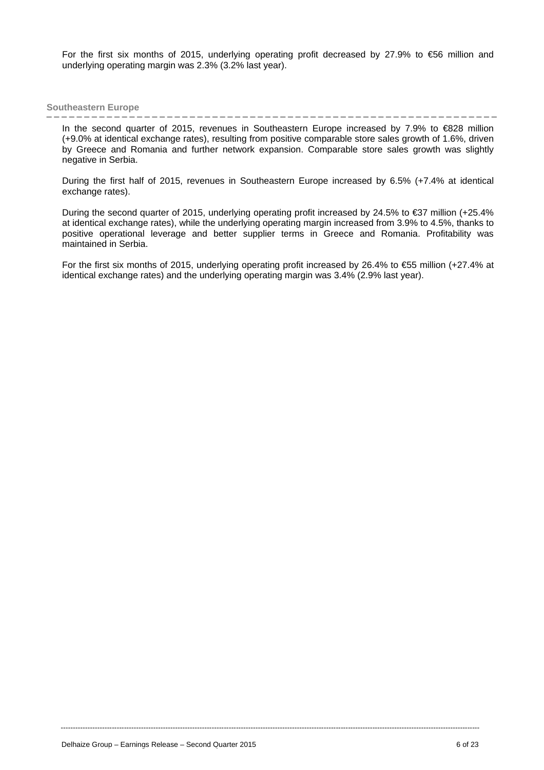For the first six months of 2015, underlying operating profit decreased by 27.9% to €56 million and underlying operating margin was 2.3% (3.2% last year).

### Southeastern Europe

In the second quarter of 2015, revenues in Southeastern Europe increased by 7.9% to €828 million (+9.0% at identical exchange rates), resulting from positive comparable store sales growth of 1.6%, driven by Greece and Romania and further network expansion. Comparable store sales growth was slightly negative in Serbia.

During the first half of 2015, revenues in Southeastern Europe increased by 6.5% (+7.4% at identical exchange rates).

During the second quarter of 2015, underlying operating profit increased by 24.5% to €37 million (+25.4% at identical exchange rates), while the underlying operating margin increased from 3.9% to 4.5%, thanks to positive operational leverage and better supplier terms in Greece and Romania. Profitability was maintained in Serbia.

For the first six months of 2015, underlying operating profit increased by 26.4% to €55 million (+27.4% at identical exchange rates) and the underlying operating margin was 3.4% (2.9% last year).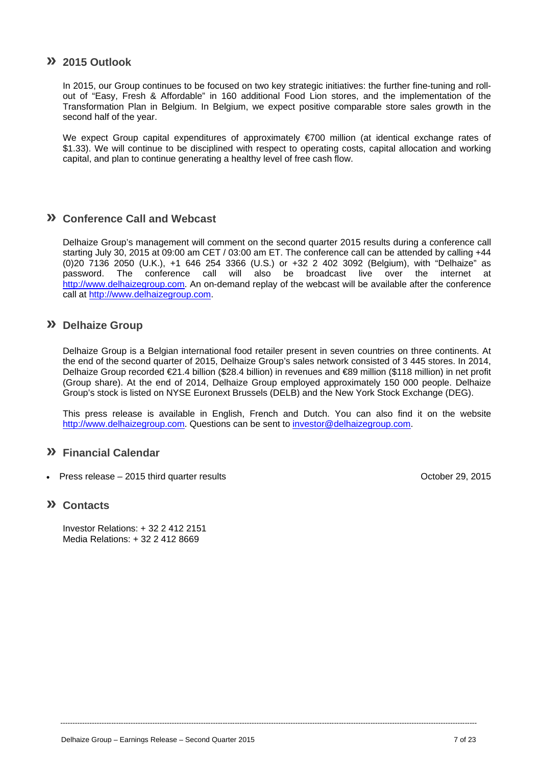## » 2015 Outlook

In 2015, our Group continues to be focused on two key strategic initiatives: the further fine-tuning and roll-out of "Easy, Fresh & Affordable" in 160 additional Food Lion stores, and the implementation of the Transformation Plan in Belgium. In Belgium, we expect positive comparable store sales growth in the second half of the year.

We expect Group capital expenditures of approximately €700 million (at identical exchange rates of $1.33). We will continue to be disciplined with respect to operating costs, capital allocation and working capital, and plan to continue generating a healthy level of free cash flow.

## » Conference Call and Webcast

Delhaize Group's management will comment on the second quarter 2015 results during a conference call starting July 30, 2015 at 09:00 am CET / 03:00 am ET. The conference call can be attended by calling +44 (0)20 7136 2050 (U.K.), +1 646 254 3366 (U.S.) or +32 2 402 3092 (Belgium), with "Delhaize" as password. The conference call will also be broadcast live over the internet at http://www.delhaizegroup.com. An on-demand replay of the webcast will be available after the conference call at http://www.delhaizegroup.com.

## » Delhaize Group

Delhaize Group is a Belgian international food retailer present in seven countries on three continents. At the end of the second quarter of 2015, Delhaize Group's sales network consisted of 3 445 stores. In 2014, Delhaize Group recorded €21.4 billion ($28.4 billion) in revenues and €89 million ($118 million) in net profit (Group share). At the end of 2014, Delhaize Group employed approximately 150 000 people. Delhaize Group's stock is listed on NYSE Euronext Brussels (DELB) and the New York Stock Exchange (DEG).

This press release is available in English, French and Dutch. You can also find it on the website http://www.delhaizegroup.com. Questions can be sent to investor@delhaizegroup.com.

## » Financial Calendar

- Press release – 2015 third quarter results — October 29, 2015

## » Contacts

Investor Relations: + 32 2 412 2151
Media Relations: + 32 2 412 8669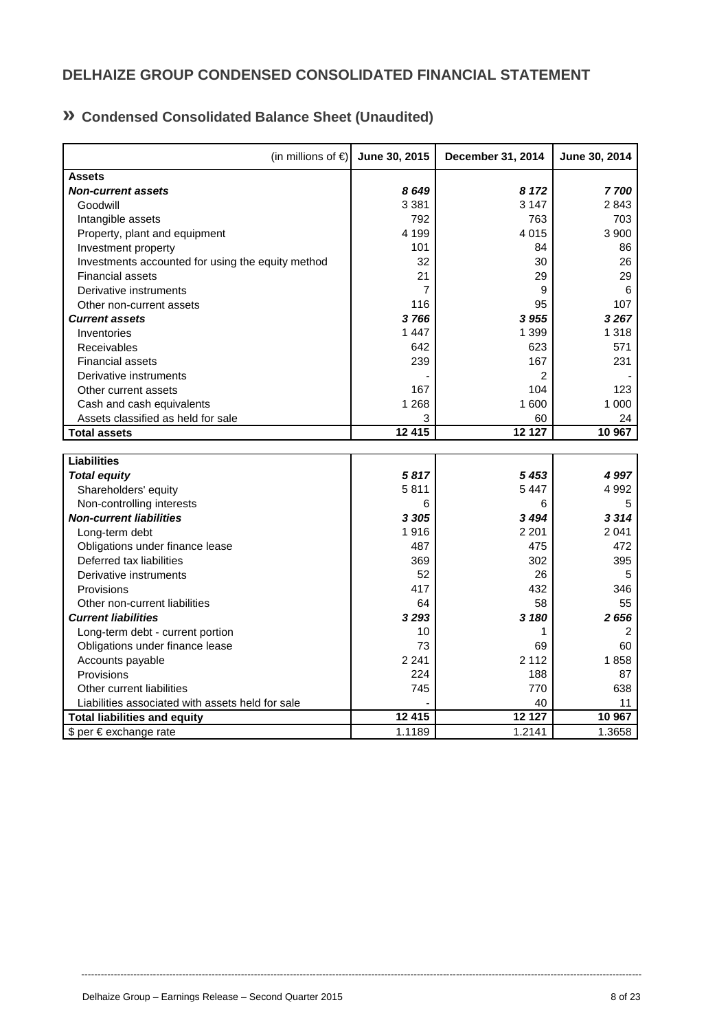# DELHAIZE GROUP CONDENSED CONSOLIDATED FINANCIAL STATEMENT

## » Condensed Consolidated Balance Sheet (Unaudited)

| (in millions of €) | June 30, 2015 | December 31, 2014 | June 30, 2014 |
|---|---|---|---|
| **Assets** | | | |
| ***Non-current assets*** | ***8 649*** | ***8 172*** | ***7 700*** |
| Goodwill | 3 381 | 3 147 | 2 843 |
| Intangible assets | 792 | 763 | 703 |
| Property, plant and equipment | 4 199 | 4 015 | 3 900 |
| Investment property | 101 | 84 | 86 |
| Investments accounted for using the equity method | 32 | 30 | 26 |
| Financial assets | 21 | 29 | 29 |
| Derivative instruments | 7 | 9 | 6 |
| Other non-current assets | 116 | 95 | 107 |
| ***Current assets*** | ***3 766*** | ***3 955*** | ***3 267*** |
| Inventories | 1 447 | 1 399 | 1 318 |
| Receivables | 642 | 623 | 571 |
| Financial assets | 239 | 167 | 231 |
| Derivative instruments | - | 2 | - |
| Other current assets | 167 | 104 | 123 |
| Cash and cash equivalents | 1 268 | 1 600 | 1 000 |
| Assets classified as held for sale | 3 | 60 | 24 |
| **Total assets** | **12 415** | **12 127** | **10 967** |
| **Liabilities** | | | |
| ***Total equity*** | ***5 817*** | ***5 453*** | ***4 997*** |
| Shareholders' equity | 5 811 | 5 447 | 4 992 |
| Non-controlling interests | 6 | 6 | 5 |
| ***Non-current liabilities*** | ***3 305*** | ***3 494*** | ***3 314*** |
| Long-term debt | 1 916 | 2 201 | 2 041 |
| Obligations under finance lease | 487 | 475 | 472 |
| Deferred tax liabilities | 369 | 302 | 395 |
| Derivative instruments | 52 | 26 | 5 |
| Provisions | 417 | 432 | 346 |
| Other non-current liabilities | 64 | 58 | 55 |
| ***Current liabilities*** | ***3 293*** | ***3 180*** | ***2 656*** |
| Long-term debt - current portion | 10 | 1 | 2 |
| Obligations under finance lease | 73 | 69 | 60 |
| Accounts payable | 2 241 | 2 112 | 1 858 |
| Provisions | 224 | 188 | 87 |
| Other current liabilities | 745 | 770 | 638 |
| Liabilities associated with assets held for sale | - | 40 | 11 |
| **Total liabilities and equity** | **12 415** | **12 127** | **10 967** |
| $ per € exchange rate | 1.1189 | 1.2141 | 1.3658 |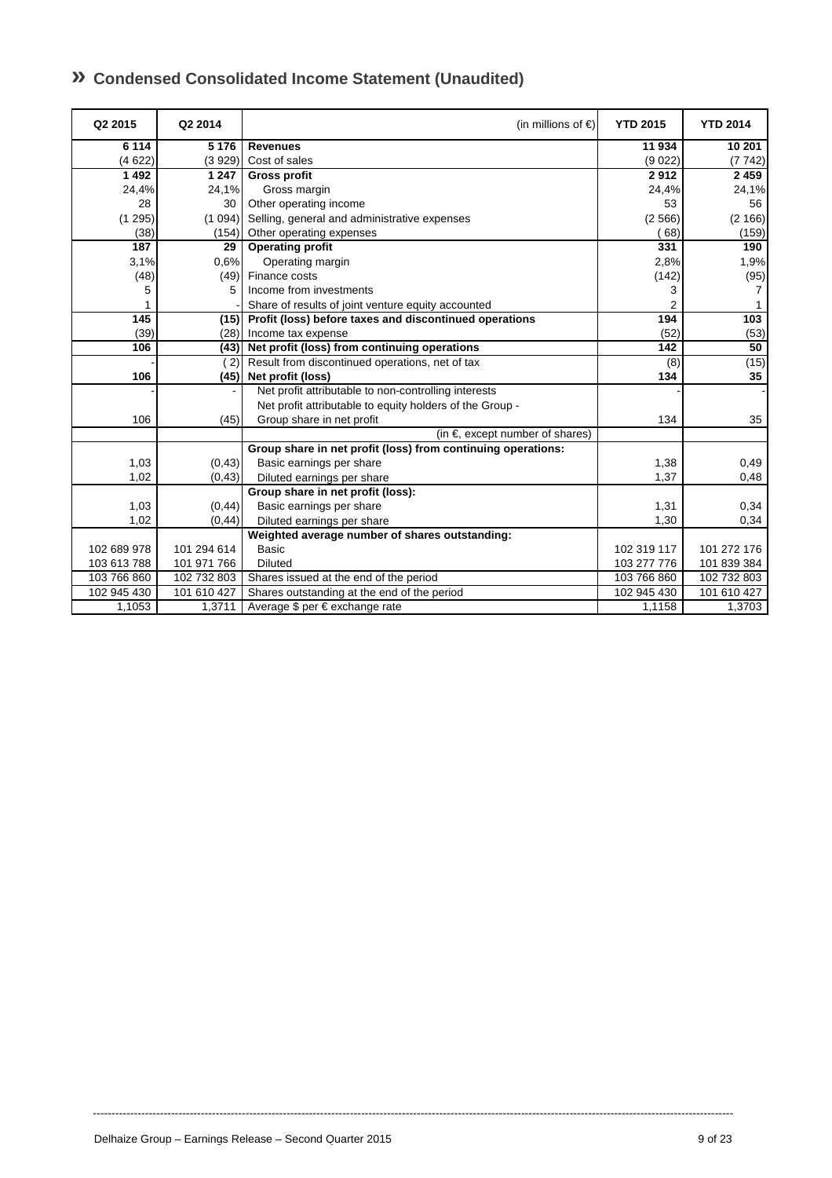## » Condensed Consolidated Income Statement (Unaudited)

| Q2 2015 | Q2 2014 | (in millions of €) | YTD 2015 | YTD 2014 |
|---|---|---|---|---|
| **6 114** | **5 176** | **Revenues** | **11 934** | **10 201** |
| (4 622) | (3 929) | Cost of sales | (9 022) | (7 742) |
| **1 492** | **1 247** | **Gross profit** | **2 912** | **2 459** |
| 24,4% | 24,1% | Gross margin | 24,4% | 24,1% |
| 28 | 30 | Other operating income | 53 | 56 |
| (1 295) | (1 094) | Selling, general and administrative expenses | (2 566) | (2 166) |
| (38) | (154) | Other operating expenses | ( 68) | (159) |
| **187** | **29** | **Operating profit** | **331** | **190** |
| 3,1% | 0,6% | Operating margin | 2,8% | 1,9% |
| (48) | (49) | Finance costs | (142) | (95) |
| 5 | 5 | Income from investments | 3 | 7 |
| 1 | - | Share of results of joint venture equity accounted | 2 | 1 |
| **145** | **(15)** | **Profit (loss) before taxes and discontinued operations** | **194** | **103** |
| (39) | (28) | Income tax expense | (52) | (53) |
| **106** | **(43)** | **Net profit (loss) from continuing operations** | **142** | **50** |
| - | ( 2) | Result from discontinued operations, net of tax | (8) | (15) |
| **106** | **(45)** | **Net profit (loss)** | **134** | **35** |
| - | - | Net profit attributable to non-controlling interests | - | - |
| 106 | (45) | Net profit attributable to equity holders of the Group - Group share in net profit | 134 | 35 |
| | | (in €, except number of shares) | | |
| | | **Group share in net profit (loss) from continuing operations:** | | |
| 1,03 | (0,43) | Basic earnings per share | 1,38 | 0,49 |
| 1,02 | (0,43) | Diluted earnings per share | 1,37 | 0,48 |
| | | **Group share in net profit (loss):** | | |
| 1,03 | (0,44) | Basic earnings per share | 1,31 | 0,34 |
| 1,02 | (0,44) | Diluted earnings per share | 1,30 | 0,34 |
| | | **Weighted average number of shares outstanding:** | | |
| 102 689 978 | 101 294 614 | Basic | 102 319 117 | 101 272 176 |
| 103 613 788 | 101 971 766 | Diluted | 103 277 776 | 101 839 384 |
| 103 766 860 | 102 732 803 | Shares issued at the end of the period | 103 766 860 | 102 732 803 |
| 102 945 430 | 101 610 427 | Shares outstanding at the end of the period | 102 945 430 | 101 610 427 |
| 1,1053 | 1,3711 | Average $ per € exchange rate | 1,1158 | 1,3703 |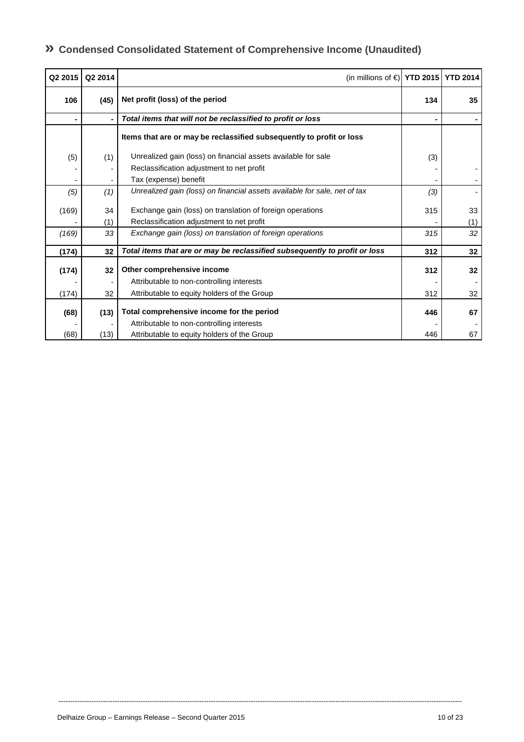## » Condensed Consolidated Statement of Comprehensive Income (Unaudited)

| Q2 2015 | Q2 2014 | (in millions of €) | YTD 2015 | YTD 2014 |
|---|---|---|---|---|
| **106** | **(45)** | **Net profit (loss) of the period** | **134** | **35** |
| **-** | **-** | ***Total items that will not be reclassified to profit or loss*** | **-** | **-** |
| | | **Items that are or may be reclassified subsequently to profit or loss** | | |
| (5) | (1) | Unrealized gain (loss) on financial assets available for sale | (3) | |
| - | - | Reclassification adjustment to net profit | - | - |
| - | - | Tax (expense) benefit | - | - |
| *(5)* | *(1)* | *Unrealized gain (loss) on financial assets available for sale, net of tax* | *(3)* | - |
| (169) | 34 | Exchange gain (loss) on translation of foreign operations | 315 | 33 |
| - | (1) | Reclassification adjustment to net profit | - | (1) |
| *(169)* | *33* | *Exchange gain (loss) on translation of foreign operations* | *315* | *32* |
| **(174)** | **32** | ***Total items that are or may be reclassified subsequently to profit or loss*** | **312** | **32** |
| **(174)** | **32** | **Other comprehensive income** | **312** | **32** |
| - | - | Attributable to non-controlling interests | - | - |
| (174) | 32 | Attributable to equity holders of the Group | 312 | 32 |
| **(68)** | **(13)** | **Total comprehensive income for the period** | **446** | **67** |
| - | - | Attributable to non-controlling interests | - | - |
| (68) | (13) | Attributable to equity holders of the Group | 446 | 67 |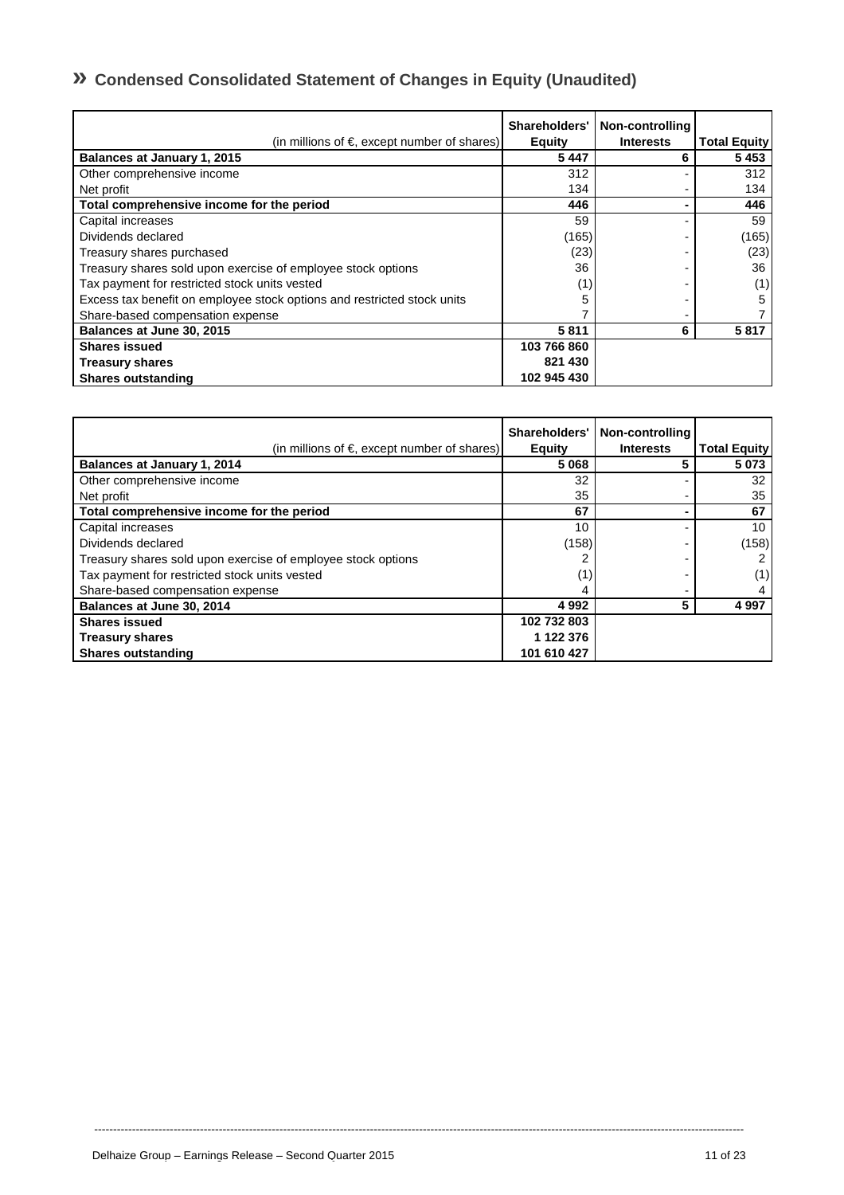## » Condensed Consolidated Statement of Changes in Equity (Unaudited)

| (in millions of €, except number of shares) | Shareholders' Equity | Non-controlling Interests | Total Equity |
|---|---|---|---|
| **Balances at January 1, 2015** | **5 447** | **6** | **5 453** |
| Other comprehensive income | 312 | - | 312 |
| Net profit | 134 | - | 134 |
| **Total comprehensive income for the period** | **446** | **-** | **446** |
| Capital increases | 59 | - | 59 |
| Dividends declared | (165) | - | (165) |
| Treasury shares purchased | (23) | - | (23) |
| Treasury shares sold upon exercise of employee stock options | 36 | - | 36 |
| Tax payment for restricted stock units vested | (1) | - | (1) |
| Excess tax benefit on employee stock options and restricted stock units | 5 | - | 5 |
| Share-based compensation expense | 7 | - | 7 |
| **Balances at June 30, 2015** | **5 811** | **6** | **5 817** |
| **Shares issued** | **103 766 860** | | |
| **Treasury shares** | **821 430** | | |
| **Shares outstanding** | **102 945 430** | | |

| (in millions of €, except number of shares) | Shareholders' Equity | Non-controlling Interests | Total Equity |
|---|---|---|---|
| **Balances at January 1, 2014** | **5 068** | **5** | **5 073** |
| Other comprehensive income | 32 | - | 32 |
| Net profit | 35 | - | 35 |
| **Total comprehensive income for the period** | **67** | **-** | **67** |
| Capital increases | 10 | - | 10 |
| Dividends declared | (158) | - | (158) |
| Treasury shares sold upon exercise of employee stock options | 2 | - | 2 |
| Tax payment for restricted stock units vested | (1) | - | (1) |
| Share-based compensation expense | 4 | - | 4 |
| **Balances at June 30, 2014** | **4 992** | **5** | **4 997** |
| **Shares issued** | **102 732 803** | | |
| **Treasury shares** | **1 122 376** | | |
| **Shares outstanding** | **101 610 427** | | |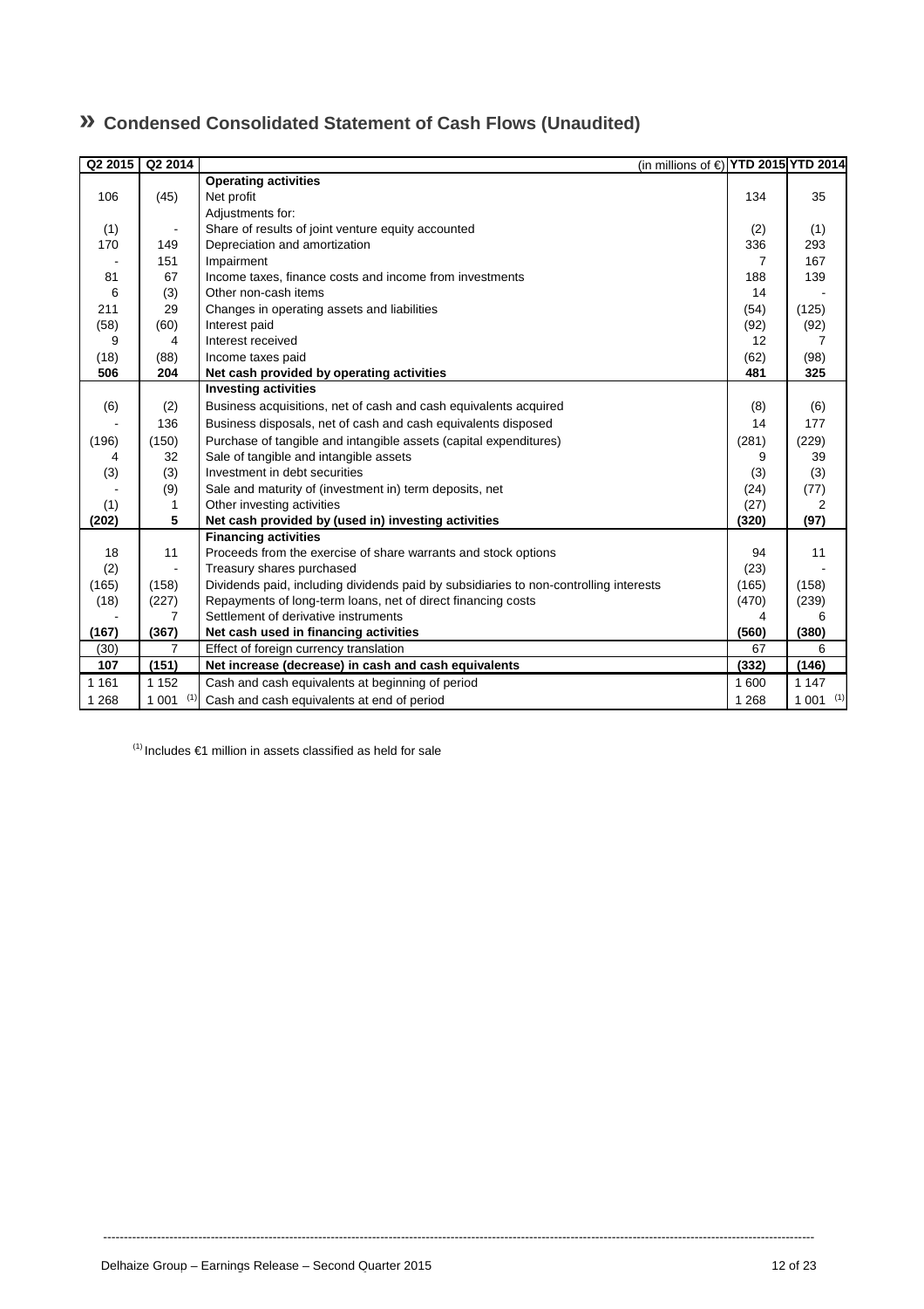## » Condensed Consolidated Statement of Cash Flows (Unaudited)

| Q2 2015 | Q2 2014 | (in millions of €) | YTD 2015 | YTD 2014 |
|---|---|---|---|---|
| | | **Operating activities** | | |
| 106 | (45) | Net profit | 134 | 35 |
| | | Adjustments for: | | |
| (1) | - | Share of results of joint venture equity accounted | (2) | (1) |
| 170 | 149 | Depreciation and amortization | 336 | 293 |
| - | 151 | Impairment | 7 | 167 |
| 81 | 67 | Income taxes, finance costs and income from investments | 188 | 139 |
| 6 | (3) | Other non-cash items | 14 | - |
| 211 | 29 | Changes in operating assets and liabilities | (54) | (125) |
| (58) | (60) | Interest paid | (92) | (92) |
| 9 | 4 | Interest received | 12 | 7 |
| (18) | (88) | Income taxes paid | (62) | (98) |
| **506** | **204** | **Net cash provided by operating activities** | **481** | **325** |
| | | **Investing activities** | | |
| (6) | (2) | Business acquisitions, net of cash and cash equivalents acquired | (8) | (6) |
| - | 136 | Business disposals, net of cash and cash equivalents disposed | 14 | 177 |
| (196) | (150) | Purchase of tangible and intangible assets (capital expenditures) | (281) | (229) |
| 4 | 32 | Sale of tangible and intangible assets | 9 | 39 |
| (3) | (3) | Investment in debt securities | (3) | (3) |
| - | (9) | Sale and maturity of (investment in) term deposits, net | (24) | (77) |
| (1) | 1 | Other investing activities | (27) | 2 |
| **(202)** | **5** | **Net cash provided by (used in) investing activities** | **(320)** | **(97)** |
| | | **Financing activities** | | |
| 18 | 11 | Proceeds from the exercise of share warrants and stock options | 94 | 11 |
| (2) | - | Treasury shares purchased | (23) | - |
| (165) | (158) | Dividends paid, including dividends paid by subsidiaries to non-controlling interests | (165) | (158) |
| (18) | (227) | Repayments of long-term loans, net of direct financing costs | (470) | (239) |
| - | 7 | Settlement of derivative instruments | 4 | 6 |
| **(167)** | **(367)** | **Net cash used in financing activities** | **(560)** | **(380)** |
| (30) | 7 | Effect of foreign currency translation | 67 | 6 |
| **107** | **(151)** | **Net increase (decrease) in cash and cash equivalents** | **(332)** | **(146)** |
| 1 161 | 1 152 | Cash and cash equivalents at beginning of period | 1 600 | 1 147 |
| 1 268 | 1 001 [1] | Cash and cash equivalents at end of period | 1 268 | 1 001 [1] |

[1] Includes €1 million in assets classified as held for sale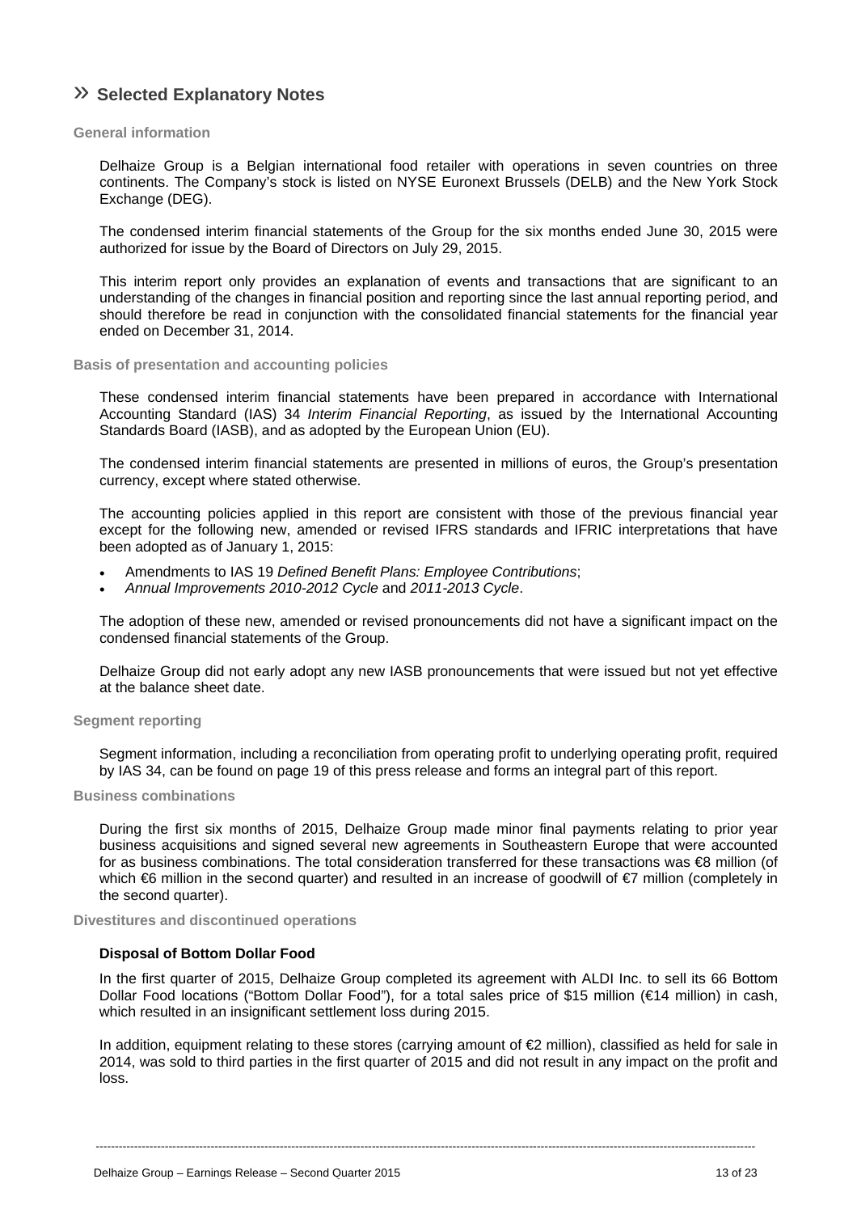# » Selected Explanatory Notes

## General information

Delhaize Group is a Belgian international food retailer with operations in seven countries on three continents. The Company's stock is listed on NYSE Euronext Brussels (DELB) and the New York Stock Exchange (DEG).

The condensed interim financial statements of the Group for the six months ended June 30, 2015 were authorized for issue by the Board of Directors on July 29, 2015.

This interim report only provides an explanation of events and transactions that are significant to an understanding of the changes in financial position and reporting since the last annual reporting period, and should therefore be read in conjunction with the consolidated financial statements for the financial year ended on December 31, 2014.

## Basis of presentation and accounting policies

These condensed interim financial statements have been prepared in accordance with International Accounting Standard (IAS) 34 *Interim Financial Reporting*, as issued by the International Accounting Standards Board (IASB), and as adopted by the European Union (EU).

The condensed interim financial statements are presented in millions of euros, the Group's presentation currency, except where stated otherwise.

The accounting policies applied in this report are consistent with those of the previous financial year except for the following new, amended or revised IFRS standards and IFRIC interpretations that have been adopted as of January 1, 2015:

- Amendments to IAS 19 *Defined Benefit Plans: Employee Contributions*;
- *Annual Improvements 2010-2012 Cycle* and *2011-2013 Cycle*.

The adoption of these new, amended or revised pronouncements did not have a significant impact on the condensed financial statements of the Group.

Delhaize Group did not early adopt any new IASB pronouncements that were issued but not yet effective at the balance sheet date.

## Segment reporting

Segment information, including a reconciliation from operating profit to underlying operating profit, required by IAS 34, can be found on page 19 of this press release and forms an integral part of this report.

## Business combinations

During the first six months of 2015, Delhaize Group made minor final payments relating to prior year business acquisitions and signed several new agreements in Southeastern Europe that were accounted for as business combinations. The total consideration transferred for these transactions was €8 million (of which €6 million in the second quarter) and resulted in an increase of goodwill of €7 million (completely in the second quarter).

## Divestitures and discontinued operations

### Disposal of Bottom Dollar Food

In the first quarter of 2015, Delhaize Group completed its agreement with ALDI Inc. to sell its 66 Bottom Dollar Food locations ("Bottom Dollar Food"), for a total sales price of $15 million (€14 million) in cash, which resulted in an insignificant settlement loss during 2015.

In addition, equipment relating to these stores (carrying amount of €2 million), classified as held for sale in 2014, was sold to third parties in the first quarter of 2015 and did not result in any impact on the profit and loss.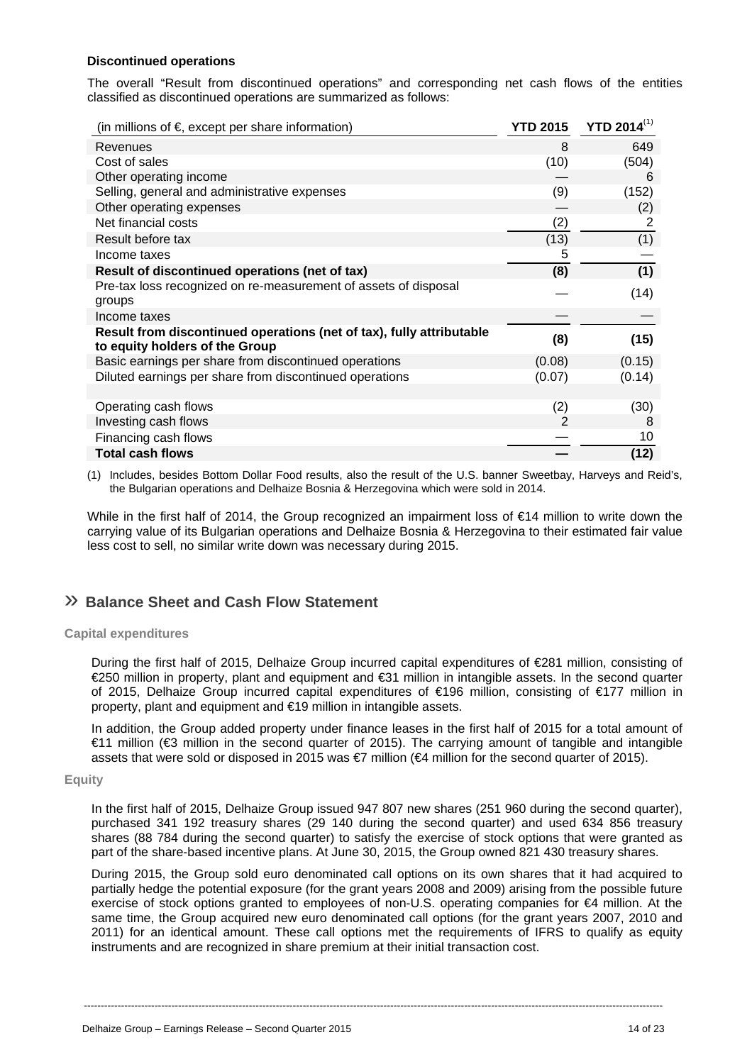**Discontinued operations**

The overall "Result from discontinued operations" and corresponding net cash flows of the entities classified as discontinued operations are summarized as follows:

| (in millions of €, except per share information) | YTD 2015 | YTD 2014[1] |
|---|---|---|
| Revenues | 8 | 649 |
| Cost of sales | (10) | (504) |
| Other operating income | — | 6 |
| Selling, general and administrative expenses | (9) | (152) |
| Other operating expenses | — | (2) |
| Net financial costs | (2) | 2 |
| Result before tax | (13) | (1) |
| Income taxes | 5 | — |
| **Result of discontinued operations (net of tax)** | **(8)** | **(1)** |
| Pre-tax loss recognized on re-measurement of assets of disposal groups | — | (14) |
| Income taxes | — | — |
| **Result from discontinued operations (net of tax), fully attributable to equity holders of the Group** | **(8)** | **(15)** |
| Basic earnings per share from discontinued operations | (0.08) | (0.15) |
| Diluted earnings per share from discontinued operations | (0.07) | (0.14) |
| | | |
| Operating cash flows | (2) | (30) |
| Investing cash flows | 2 | 8 |
| Financing cash flows | — | 10 |
| **Total cash flows** | **—** | **(12)** |

(1) Includes, besides Bottom Dollar Food results, also the result of the U.S. banner Sweetbay, Harveys and Reid's, the Bulgarian operations and Delhaize Bosnia & Herzegovina which were sold in 2014.

While in the first half of 2014, the Group recognized an impairment loss of €14 million to write down the carrying value of its Bulgarian operations and Delhaize Bosnia & Herzegovina to their estimated fair value less cost to sell, no similar write down was necessary during 2015.

## » Balance Sheet and Cash Flow Statement

### Capital expenditures

During the first half of 2015, Delhaize Group incurred capital expenditures of €281 million, consisting of €250 million in property, plant and equipment and €31 million in intangible assets. In the second quarter of 2015, Delhaize Group incurred capital expenditures of €196 million, consisting of €177 million in property, plant and equipment and €19 million in intangible assets.

In addition, the Group added property under finance leases in the first half of 2015 for a total amount of €11 million (€3 million in the second quarter of 2015). The carrying amount of tangible and intangible assets that were sold or disposed in 2015 was €7 million (€4 million for the second quarter of 2015).

### Equity

In the first half of 2015, Delhaize Group issued 947 807 new shares (251 960 during the second quarter), purchased 341 192 treasury shares (29 140 during the second quarter) and used 634 856 treasury shares (88 784 during the second quarter) to satisfy the exercise of stock options that were granted as part of the share-based incentive plans. At June 30, 2015, the Group owned 821 430 treasury shares.

During 2015, the Group sold euro denominated call options on its own shares that it had acquired to partially hedge the potential exposure (for the grant years 2008 and 2009) arising from the possible future exercise of stock options granted to employees of non-U.S. operating companies for €4 million. At the same time, the Group acquired new euro denominated call options (for the grant years 2007, 2010 and 2011) for an identical amount. These call options met the requirements of IFRS to qualify as equity instruments and are recognized in share premium at their initial transaction cost.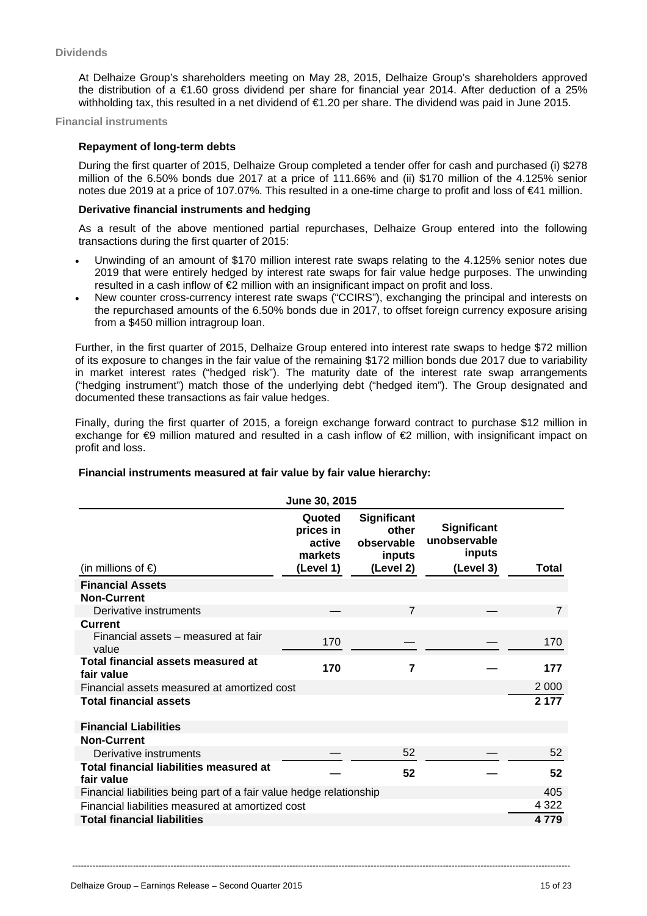### Dividends

At Delhaize Group's shareholders meeting on May 28, 2015, Delhaize Group's shareholders approved the distribution of a €1.60 gross dividend per share for financial year 2014. After deduction of a 25% withholding tax, this resulted in a net dividend of €1.20 per share. The dividend was paid in June 2015.

### Financial instruments

**Repayment of long-term debts**

During the first quarter of 2015, Delhaize Group completed a tender offer for cash and purchased (i) $278 million of the 6.50% bonds due 2017 at a price of 111.66% and (ii) $170 million of the 4.125% senior notes due 2019 at a price of 107.07%. This resulted in a one-time charge to profit and loss of €41 million.

**Derivative financial instruments and hedging**

As a result of the above mentioned partial repurchases, Delhaize Group entered into the following transactions during the first quarter of 2015:

- Unwinding of an amount of $170 million interest rate swaps relating to the 4.125% senior notes due 2019 that were entirely hedged by interest rate swaps for fair value hedge purposes. The unwinding resulted in a cash inflow of €2 million with an insignificant impact on profit and loss.
- New counter cross-currency interest rate swaps ("CCIRS"), exchanging the principal and interests on the repurchased amounts of the 6.50% bonds due in 2017, to offset foreign currency exposure arising from a $450 million intragroup loan.

Further, in the first quarter of 2015, Delhaize Group entered into interest rate swaps to hedge $72 million of its exposure to changes in the fair value of the remaining $172 million bonds due 2017 due to variability in market interest rates ("hedged risk"). The maturity date of the interest rate swap arrangements ("hedging instrument") match those of the underlying debt ("hedged item"). The Group designated and documented these transactions as fair value hedges.

Finally, during the first quarter of 2015, a foreign exchange forward contract to purchase $12 million in exchange for €9 million matured and resulted in a cash inflow of €2 million, with insignificant impact on profit and loss.

**Financial instruments measured at fair value by fair value hierarchy:**

| | June 30, 2015 | | | |
|---|---|---|---|---|
| (in millions of €) | Quoted prices in active markets (Level 1) | Significant other observable inputs (Level 2) | Significant unobservable inputs (Level 3) | Total |
| **Financial Assets** | | | | |
| **Non-Current** | | | | |
| Derivative instruments | — | 7 | — | 7 |
| **Current** | | | | |
| Financial assets – measured at fair value | 170 | — | — | 170 |
| **Total financial assets measured at fair value** | **170** | **7** | **—** | **177** |
| Financial assets measured at amortized cost | | | | 2 000 |
| **Total financial assets** | | | | **2 177** |
| | | | | |
| **Financial Liabilities** | | | | |
| **Non-Current** | | | | |
| Derivative instruments | — | 52 | — | 52 |
| **Total financial liabilities measured at fair value** | **—** | **52** | **—** | **52** |
| Financial liabilities being part of a fair value hedge relationship | | | | 405 |
| Financial liabilities measured at amortized cost | | | | 4 322 |
| **Total financial liabilities** | | | | **4 779** |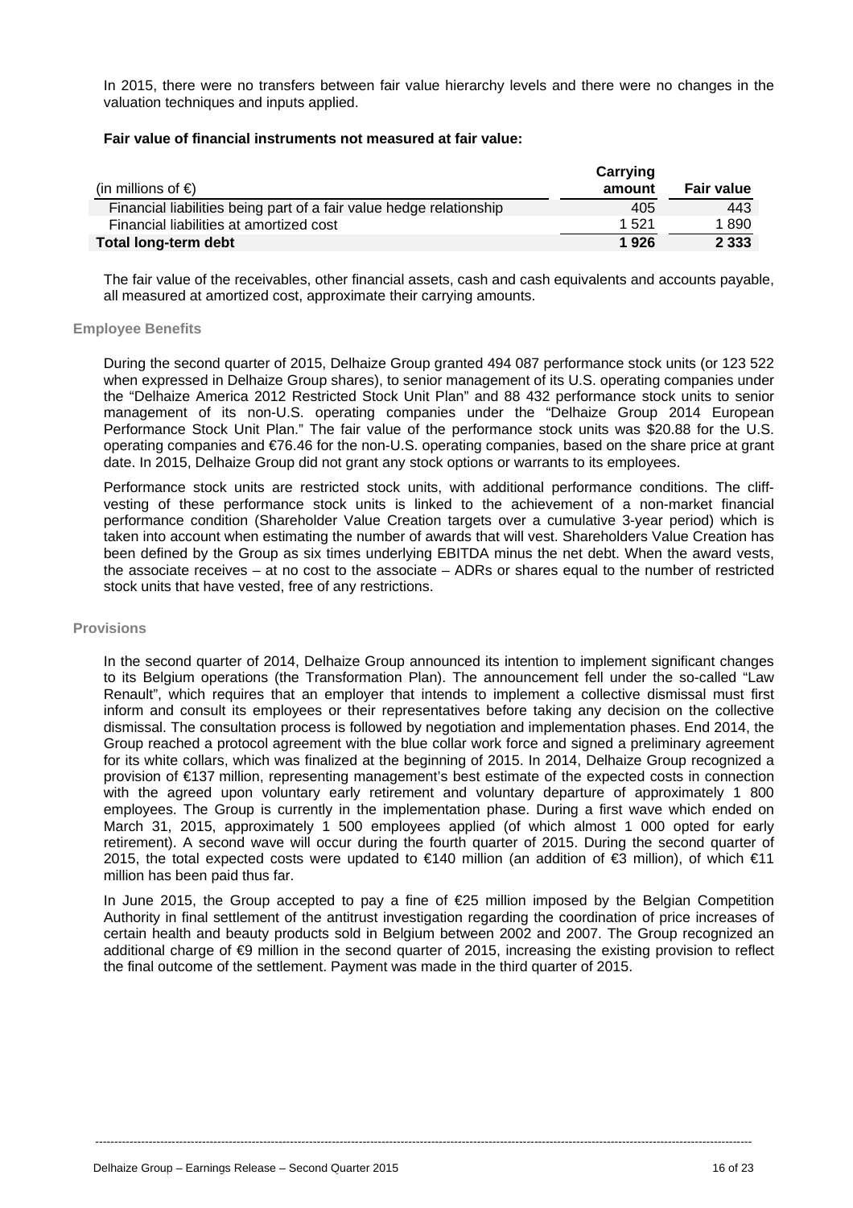In 2015, there were no transfers between fair value hierarchy levels and there were no changes in the valuation techniques and inputs applied.

**Fair value of financial instruments not measured at fair value:**

| (in millions of €) | Carrying amount | Fair value |
|---|---|---|
| Financial liabilities being part of a fair value hedge relationship | 405 | 443 |
| Financial liabilities at amortized cost | 1 521 | 1 890 |
| **Total long-term debt** | **1 926** | **2 333** |

The fair value of the receivables, other financial assets, cash and cash equivalents and accounts payable, all measured at amortized cost, approximate their carrying amounts.

### Employee Benefits

During the second quarter of 2015, Delhaize Group granted 494 087 performance stock units (or 123 522 when expressed in Delhaize Group shares), to senior management of its U.S. operating companies under the "Delhaize America 2012 Restricted Stock Unit Plan" and 88 432 performance stock units to senior management of its non-U.S. operating companies under the "Delhaize Group 2014 European Performance Stock Unit Plan." The fair value of the performance stock units was $20.88 for the U.S. operating companies and €76.46 for the non-U.S. operating companies, based on the share price at grant date. In 2015, Delhaize Group did not grant any stock options or warrants to its employees.

Performance stock units are restricted stock units, with additional performance conditions. The cliff-vesting of these performance stock units is linked to the achievement of a non-market financial performance condition (Shareholder Value Creation targets over a cumulative 3-year period) which is taken into account when estimating the number of awards that will vest. Shareholders Value Creation has been defined by the Group as six times underlying EBITDA minus the net debt. When the award vests, the associate receives – at no cost to the associate – ADRs or shares equal to the number of restricted stock units that have vested, free of any restrictions.

### Provisions

In the second quarter of 2014, Delhaize Group announced its intention to implement significant changes to its Belgium operations (the Transformation Plan). The announcement fell under the so-called "Law Renault", which requires that an employer that intends to implement a collective dismissal must first inform and consult its employees or their representatives before taking any decision on the collective dismissal. The consultation process is followed by negotiation and implementation phases. End 2014, the Group reached a protocol agreement with the blue collar work force and signed a preliminary agreement for its white collars, which was finalized at the beginning of 2015. In 2014, Delhaize Group recognized a provision of €137 million, representing management's best estimate of the expected costs in connection with the agreed upon voluntary early retirement and voluntary departure of approximately 1 800 employees. The Group is currently in the implementation phase. During a first wave which ended on March 31, 2015, approximately 1 500 employees applied (of which almost 1 000 opted for early retirement). A second wave will occur during the fourth quarter of 2015. During the second quarter of 2015, the total expected costs were updated to €140 million (an addition of €3 million), of which €11 million has been paid thus far.

In June 2015, the Group accepted to pay a fine of €25 million imposed by the Belgian Competition Authority in final settlement of the antitrust investigation regarding the coordination of price increases of certain health and beauty products sold in Belgium between 2002 and 2007. The Group recognized an additional charge of €9 million in the second quarter of 2015, increasing the existing provision to reflect the final outcome of the settlement. Payment was made in the third quarter of 2015.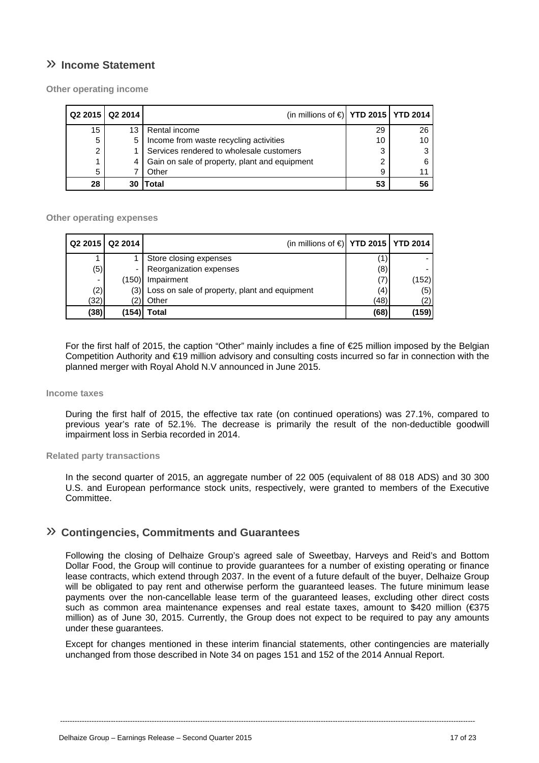## » Income Statement

### Other operating income

| Q2 2015 | Q2 2014 | (in millions of €) | YTD 2015 | YTD 2014 |
|---|---|---|---|---|
| 15 | 13 | Rental income | 29 | 26 |
| 5 | 5 | Income from waste recycling activities | 10 | 10 |
| 2 | 1 | Services rendered to wholesale customers | 3 | 3 |
| 1 | 4 | Gain on sale of property, plant and equipment | 2 | 6 |
| 5 | 7 | Other | 9 | 11 |
| **28** | **30** | **Total** | **53** | **56** |

### Other operating expenses

| Q2 2015 | Q2 2014 | (in millions of €) | YTD 2015 | YTD 2014 |
|---|---|---|---|---|
| 1 | 1 | Store closing expenses | (1) | - |
| (5) | - | Reorganization expenses | (8) | - |
| - | (150) | Impairment | (7) | (152) |
| (2) | (3) | Loss on sale of property, plant and equipment | (4) | (5) |
| (32) | (2) | Other | (48) | (2) |
| **(38)** | **(154)** | **Total** | **(68)** | **(159)** |

For the first half of 2015, the caption "Other" mainly includes a fine of €25 million imposed by the Belgian Competition Authority and €19 million advisory and consulting costs incurred so far in connection with the planned merger with Royal Ahold N.V announced in June 2015.

### Income taxes

During the first half of 2015, the effective tax rate (on continued operations) was 27.1%, compared to previous year's rate of 52.1%. The decrease is primarily the result of the non-deductible goodwill impairment loss in Serbia recorded in 2014.

### Related party transactions

In the second quarter of 2015, an aggregate number of 22 005 (equivalent of 88 018 ADS) and 30 300 U.S. and European performance stock units, respectively, were granted to members of the Executive Committee.

## » Contingencies, Commitments and Guarantees

Following the closing of Delhaize Group's agreed sale of Sweetbay, Harveys and Reid's and Bottom Dollar Food, the Group will continue to provide guarantees for a number of existing operating or finance lease contracts, which extend through 2037. In the event of a future default of the buyer, Delhaize Group will be obligated to pay rent and otherwise perform the guaranteed leases. The future minimum lease payments over the non-cancellable lease term of the guaranteed leases, excluding other direct costs such as common area maintenance expenses and real estate taxes, amount to $420 million (€375 million) as of June 30, 2015. Currently, the Group does not expect to be required to pay any amounts under these guarantees.

Except for changes mentioned in these interim financial statements, other contingencies are materially unchanged from those described in Note 34 on pages 151 and 152 of the 2014 Annual Report.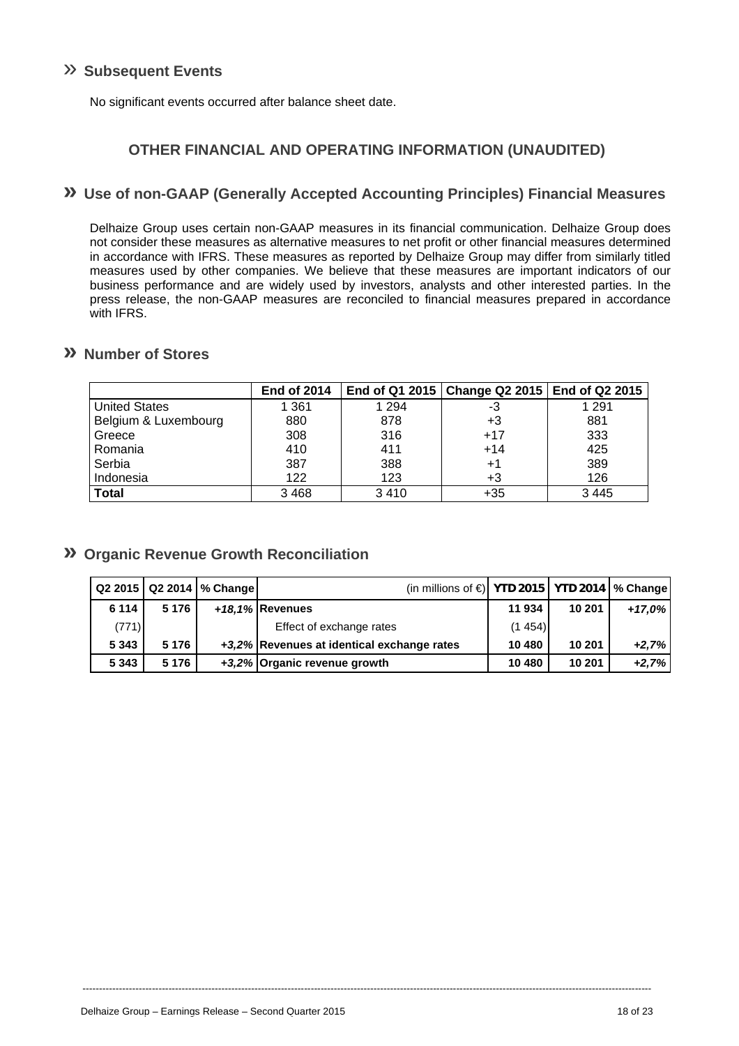## » Subsequent Events

No significant events occurred after balance sheet date.

## OTHER FINANCIAL AND OPERATING INFORMATION (UNAUDITED)

## » Use of non-GAAP (Generally Accepted Accounting Principles) Financial Measures

Delhaize Group uses certain non-GAAP measures in its financial communication. Delhaize Group does not consider these measures as alternative measures to net profit or other financial measures determined in accordance with IFRS. These measures as reported by Delhaize Group may differ from similarly titled measures used by other companies. We believe that these measures are important indicators of our business performance and are widely used by investors, analysts and other interested parties. In the press release, the non-GAAP measures are reconciled to financial measures prepared in accordance with IFRS.

## » Number of Stores

| | End of 2014 | End of Q1 2015 | Change Q2 2015 | End of Q2 2015 |
|---|---|---|---|---|
| United States | 1 361 | 1 294 | -3 | 1 291 |
| Belgium & Luxembourg | 880 | 878 | +3 | 881 |
| Greece | 308 | 316 | +17 | 333 |
| Romania | 410 | 411 | +14 | 425 |
| Serbia | 387 | 388 | +1 | 389 |
| Indonesia | 122 | 123 | +3 | 126 |
| **Total** | 3 468 | 3 410 | +35 | 3 445 |

## » Organic Revenue Growth Reconciliation

| Q2 2015 | Q2 2014 | % Change | (in millions of €) | YTD 2015 | YTD 2014 | % Change |
|---|---|---|---|---|---|---|
| **6 114** | **5 176** | *+18,1%* | **Revenues** | **11 934** | **10 201** | *+17,0%* |
| (771) | | | Effect of exchange rates | (1 454) | | |
| **5 343** | **5 176** | *+3,2%* | **Revenues at identical exchange rates** | **10 480** | **10 201** | *+2,7%* |
| **5 343** | **5 176** | *+3,2%* | **Organic revenue growth** | **10 480** | **10 201** | *+2,7%* |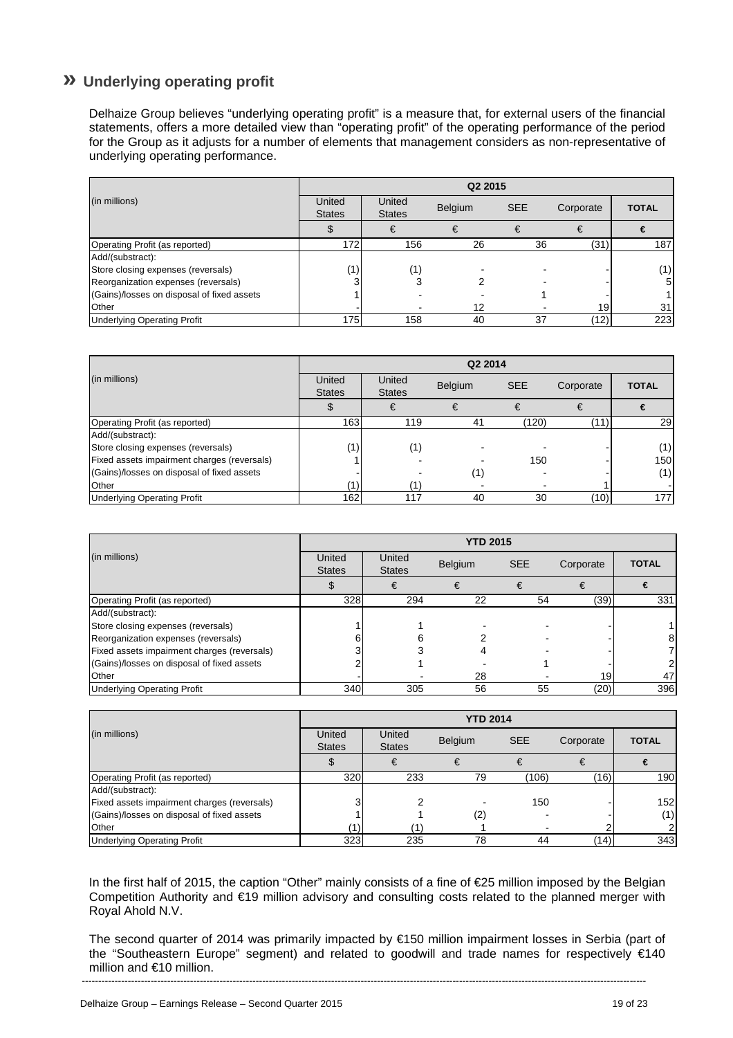## » Underlying operating profit

Delhaize Group believes "underlying operating profit" is a measure that, for external users of the financial statements, offers a more detailed view than "operating profit" of the operating performance of the period for the Group as it adjusts for a number of elements that management considers as non-representative of underlying operating performance.

| (in millions) | Q2 2015 | | | | | |
|---|---|---|---|---|---|---|
| | United States | United States | Belgium | SEE | Corporate | TOTAL |
| | $ | € | € | € | € | € |
| Operating Profit (as reported) | 172 | 156 | 26 | 36 | (31) | 187 |
| Add/(substract): | | | | | | |
| Store closing expenses (reversals) | (1) | (1) | - | - | - | (1) |
| Reorganization expenses (reversals) | 3 | 3 | 2 | - | - | 5 |
| (Gains)/losses on disposal of fixed assets | 1 | - | - | 1 | - | 1 |
| Other | - | - | 12 | - | 19 | 31 |
| Underlying Operating Profit | 175 | 158 | 40 | 37 | (12) | 223 |

| (in millions) | Q2 2014 | | | | | |
|---|---|---|---|---|---|---|
| | United States | United States | Belgium | SEE | Corporate | TOTAL |
| | $ | € | € | € | € | € |
| Operating Profit (as reported) | 163 | 119 | 41 | (120) | (11) | 29 |
| Add/(substract): | | | | | | |
| Store closing expenses (reversals) | (1) | (1) | - | - | - | (1) |
| Fixed assets impairment charges (reversals) | 1 | - | - | 150 | - | 150 |
| (Gains)/losses on disposal of fixed assets | - | - | (1) | - | - | (1) |
| Other | (1) | (1) | - | - | 1 | - |
| Underlying Operating Profit | 162 | 117 | 40 | 30 | (10) | 177 |

| (in millions) | YTD 2015 | | | | | |
|---|---|---|---|---|---|---|
| | United States | United States | Belgium | SEE | Corporate | TOTAL |
| | $ | € | € | € | € | € |
| Operating Profit (as reported) | 328 | 294 | 22 | 54 | (39) | 331 |
| Add/(substract): | | | | | | |
| Store closing expenses (reversals) | 1 | 1 | - | - | - | 1 |
| Reorganization expenses (reversals) | 6 | 6 | 2 | - | - | 8 |
| Fixed assets impairment charges (reversals) | 3 | 3 | 4 | - | - | 7 |
| (Gains)/losses on disposal of fixed assets | 2 | 1 | - | 1 | - | 2 |
| Other | - | - | 28 | - | 19 | 47 |
| Underlying Operating Profit | 340 | 305 | 56 | 55 | (20) | 396 |

| (in millions) | YTD 2014 | | | | | |
|---|---|---|---|---|---|---|
| | United States | United States | Belgium | SEE | Corporate | TOTAL |
| | $ | € | € | € | € | € |
| Operating Profit (as reported) | 320 | 233 | 79 | (106) | (16) | 190 |
| Add/(substract): | | | | | | |
| Fixed assets impairment charges (reversals) | 3 | 2 | - | 150 | - | 152 |
| (Gains)/losses on disposal of fixed assets | 1 | 1 | (2) | - | - | (1) |
| Other | (1) | (1) | 1 | - | 2 | 2 |
| Underlying Operating Profit | 323 | 235 | 78 | 44 | (14) | 343 |

In the first half of 2015, the caption "Other" mainly consists of a fine of €25 million imposed by the Belgian Competition Authority and €19 million advisory and consulting costs related to the planned merger with Royal Ahold N.V.

The second quarter of 2014 was primarily impacted by €150 million impairment losses in Serbia (part of the "Southeastern Europe" segment) and related to goodwill and trade names for respectively €140 million and €10 million.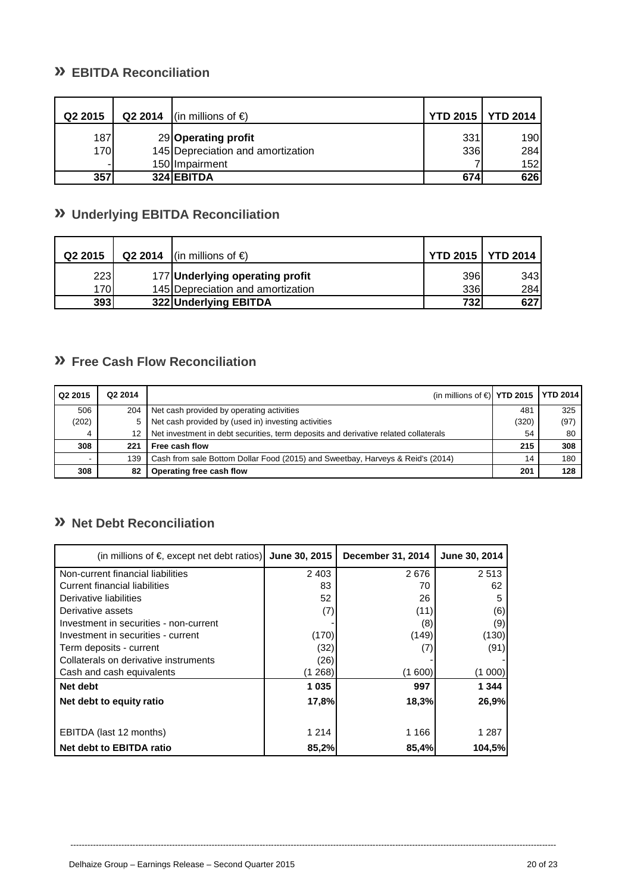## » EBITDA Reconciliation

| Q2 2015 | Q2 2014 | (in millions of €) | YTD 2015 | YTD 2014 |
|---|---|---|---|---|
| 187 | 29 | **Operating profit** | 331 | 190 |
| 170 | 145 | Depreciation and amortization | 336 | 284 |
| - | 150 | Impairment | 7 | 152 |
| **357** | **324** | **EBITDA** | **674** | **626** |

## » Underlying EBITDA Reconciliation

| Q2 2015 | Q2 2014 | (in millions of €) | YTD 2015 | YTD 2014 |
|---|---|---|---|---|
| 223 | 177 | **Underlying operating profit** | 396 | 343 |
| 170 | 145 | Depreciation and amortization | 336 | 284 |
| **393** | **322** | **Underlying EBITDA** | **732** | **627** |

## » Free Cash Flow Reconciliation

| Q2 2015 | Q2 2014 | (in millions of €) | YTD 2015 | YTD 2014 |
|---|---|---|---|---|
| 506 | 204 | Net cash provided by operating activities | 481 | 325 |
| (202) | 5 | Net cash provided by (used in) investing activities | (320) | (97) |
| 4 | 12 | Net investment in debt securities, term deposits and derivative related collaterals | 54 | 80 |
| **308** | **221** | **Free cash flow** | **215** | **308** |
| - | 139 | Cash from sale Bottom Dollar Food (2015) and Sweetbay, Harveys & Reid's (2014) | 14 | 180 |
| **308** | **82** | **Operating free cash flow** | **201** | **128** |

## » Net Debt Reconciliation

| (in millions of €, except net debt ratios) | June 30, 2015 | December 31, 2014 | June 30, 2014 |
|---|---|---|---|
| Non-current financial liabilities | 2 403 | 2 676 | 2 513 |
| Current financial liabilities | 83 | 70 | 62 |
| Derivative liabilities | 52 | 26 | 5 |
| Derivative assets | (7) | (11) | (6) |
| Investment in securities - non-current | - | (8) | (9) |
| Investment in securities - current | (170) | (149) | (130) |
| Term deposits - current | (32) | (7) | (91) |
| Collaterals on derivative instruments | (26) | - | - |
| Cash and cash equivalents | (1 268) | (1 600) | (1 000) |
| **Net debt** | **1 035** | **997** | **1 344** |
| **Net debt to equity ratio** | **17,8%** | **18,3%** | **26,9%** |
| | | | |
| EBITDA (last 12 months) | 1 214 | 1 166 | 1 287 |
| **Net debt to EBITDA ratio** | **85,2%** | **85,4%** | **104,5%** |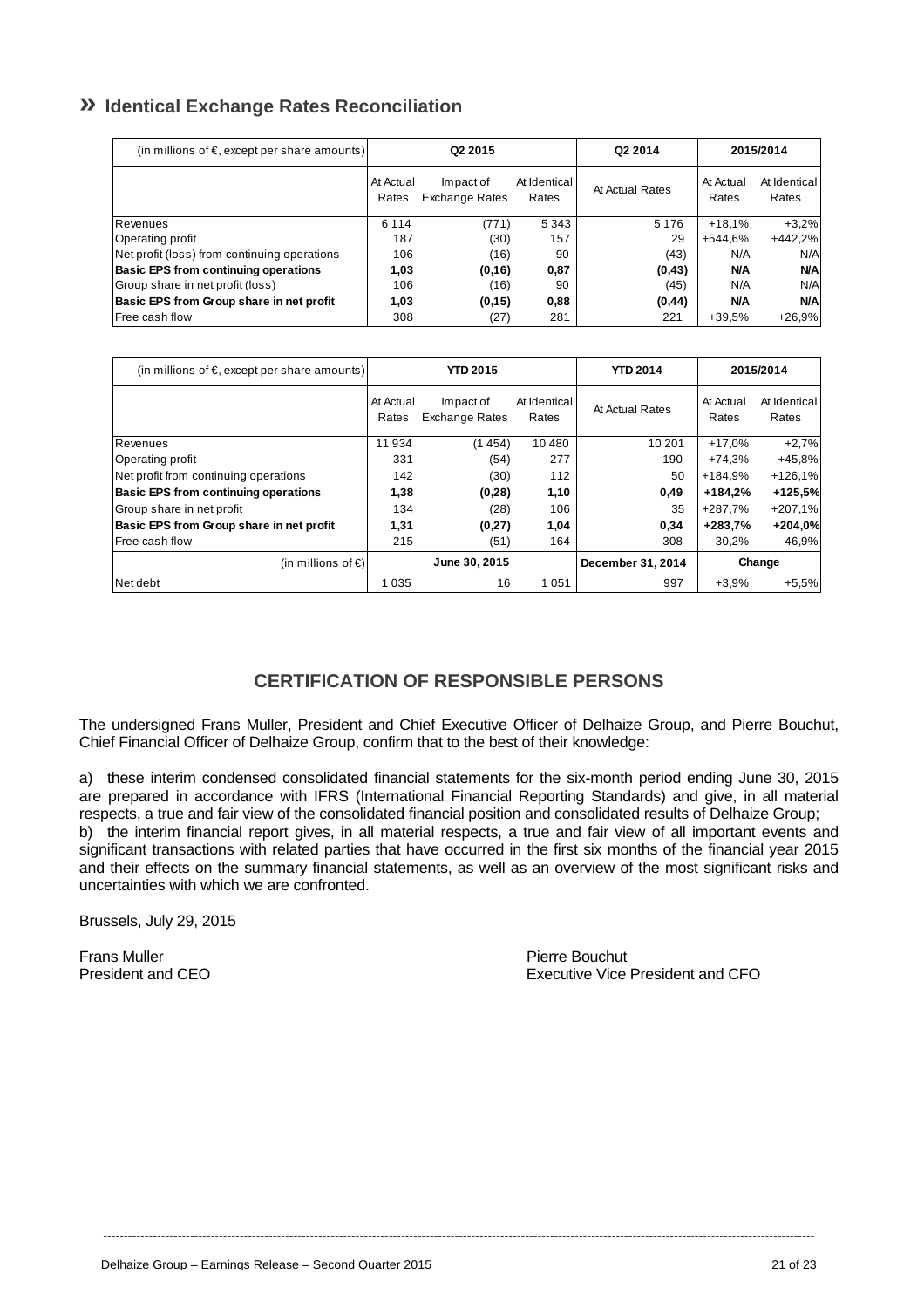## » Identical Exchange Rates Reconciliation

| (in millions of €, except per share amounts) | Q2 2015 | | | Q2 2014 | 2015/2014 | |
|---|---|---|---|---|---|---|
| | At Actual Rates | Impact of Exchange Rates | At Identical Rates | At Actual Rates | At Actual Rates | At Identical Rates |
| Revenues | 6 114 | (771) | 5 343 | 5 176 | +18,1% | +3,2% |
| Operating profit | 187 | (30) | 157 | 29 | +544,6% | +442,2% |
| Net profit (loss) from continuing operations | 106 | (16) | 90 | (43) | N/A | N/A |
| **Basic EPS from continuing operations** | **1,03** | **(0,16)** | **0,87** | **(0,43)** | **N/A** | **N/A** |
| Group share in net profit (loss) | 106 | (16) | 90 | (45) | N/A | N/A |
| **Basic EPS from Group share in net profit** | **1,03** | **(0,15)** | **0,88** | **(0,44)** | **N/A** | **N/A** |
| Free cash flow | 308 | (27) | 281 | 221 | +39,5% | +26,9% |

| (in millions of €, except per share amounts) | YTD 2015 | | | YTD 2014 | 2015/2014 | |
|---|---|---|---|---|---|---|
| | At Actual Rates | Impact of Exchange Rates | At Identical Rates | At Actual Rates | At Actual Rates | At Identical Rates |
| Revenues | 11 934 | (1 454) | 10 480 | 10 201 | +17,0% | +2,7% |
| Operating profit | 331 | (54) | 277 | 190 | +74,3% | +45,8% |
| Net profit from continuing operations | 142 | (30) | 112 | 50 | +184,9% | +126,1% |
| **Basic EPS from continuing operations** | **1,38** | **(0,28)** | **1,10** | **0,49** | **+184,2%** | **+125,5%** |
| Group share in net profit | 134 | (28) | 106 | 35 | +287,7% | +207,1% |
| **Basic EPS from Group share in net profit** | **1,31** | **(0,27)** | **1,04** | **0,34** | **+283,7%** | **+204,0%** |
| Free cash flow | 215 | (51) | 164 | 308 | -30,2% | -46,9% |
| (in millions of €) | June 30, 2015 | | | December 31, 2014 | Change | |
| Net debt | 1 035 | 16 | 1 051 | 997 | +3,9% | +5,5% |

## CERTIFICATION OF RESPONSIBLE PERSONS

The undersigned Frans Muller, President and Chief Executive Officer of Delhaize Group, and Pierre Bouchut, Chief Financial Officer of Delhaize Group, confirm that to the best of their knowledge:

a) these interim condensed consolidated financial statements for the six-month period ending June 30, 2015 are prepared in accordance with IFRS (International Financial Reporting Standards) and give, in all material respects, a true and fair view of the consolidated financial position and consolidated results of Delhaize Group;
b) the interim financial report gives, in all material respects, a true and fair view of all important events and significant transactions with related parties that have occurred in the first six months of the financial year 2015 and their effects on the summary financial statements, as well as an overview of the most significant risks and uncertainties with which we are confronted.

Brussels, July 29, 2015

Frans Muller
President and CEO

Pierre Bouchut
Executive Vice President and CFO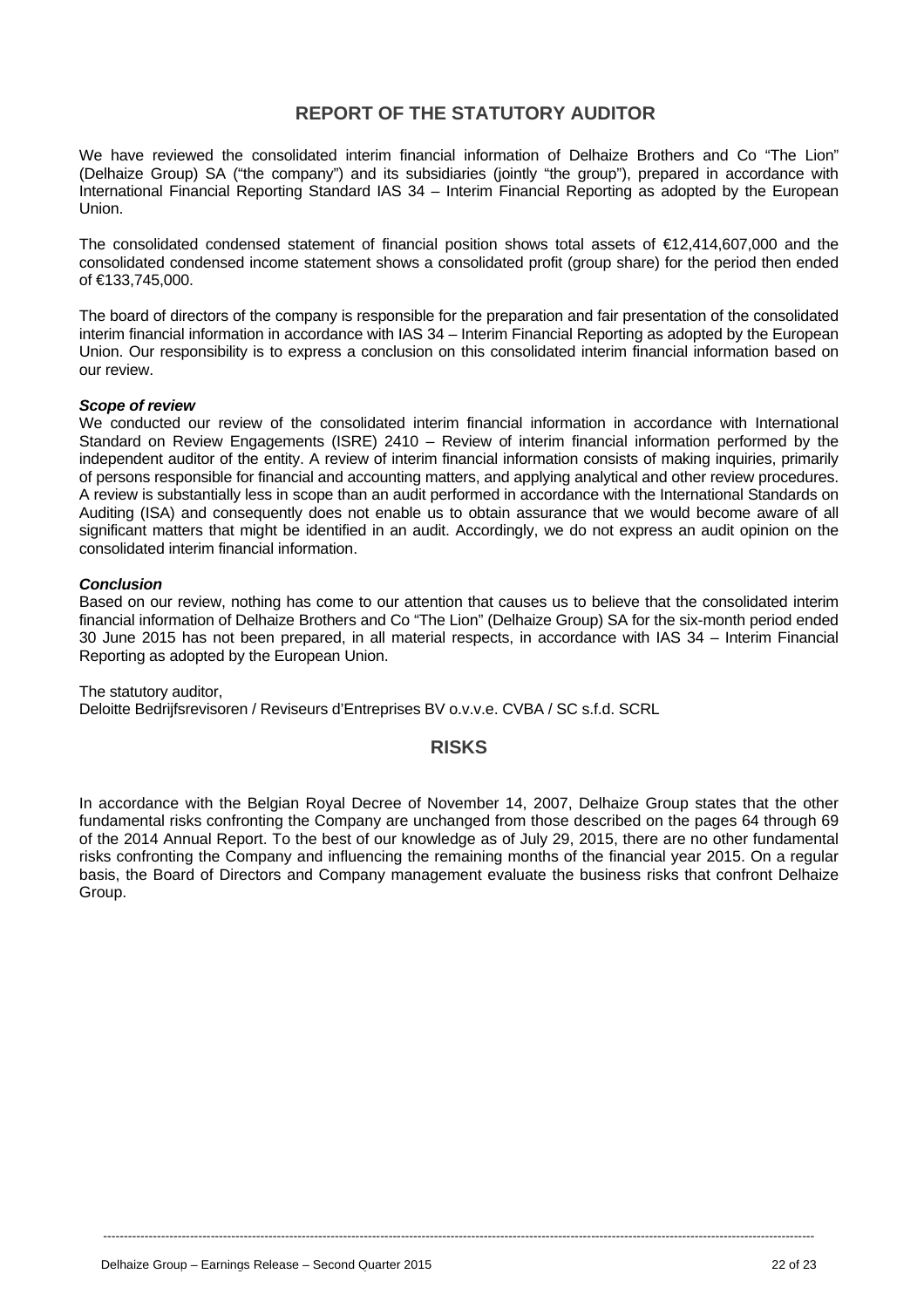## REPORT OF THE STATUTORY AUDITOR

We have reviewed the consolidated interim financial information of Delhaize Brothers and Co "The Lion" (Delhaize Group) SA ("the company") and its subsidiaries (jointly "the group"), prepared in accordance with International Financial Reporting Standard IAS 34 – Interim Financial Reporting as adopted by the European Union.

The consolidated condensed statement of financial position shows total assets of €12,414,607,000 and the consolidated condensed income statement shows a consolidated profit (group share) for the period then ended of €133,745,000.

The board of directors of the company is responsible for the preparation and fair presentation of the consolidated interim financial information in accordance with IAS 34 – Interim Financial Reporting as adopted by the European Union. Our responsibility is to express a conclusion on this consolidated interim financial information based on our review.

***Scope of review***

We conducted our review of the consolidated interim financial information in accordance with International Standard on Review Engagements (ISRE) 2410 – Review of interim financial information performed by the independent auditor of the entity. A review of interim financial information consists of making inquiries, primarily of persons responsible for financial and accounting matters, and applying analytical and other review procedures. A review is substantially less in scope than an audit performed in accordance with the International Standards on Auditing (ISA) and consequently does not enable us to obtain assurance that we would become aware of all significant matters that might be identified in an audit. Accordingly, we do not express an audit opinion on the consolidated interim financial information.

***Conclusion***

Based on our review, nothing has come to our attention that causes us to believe that the consolidated interim financial information of Delhaize Brothers and Co "The Lion" (Delhaize Group) SA for the six-month period ended 30 June 2015 has not been prepared, in all material respects, in accordance with IAS 34 – Interim Financial Reporting as adopted by the European Union.

The statutory auditor,
Deloitte Bedrijfsrevisoren / Reviseurs d'Entreprises BV o.v.v.e. CVBA / SC s.f.d. SCRL

## RISKS

In accordance with the Belgian Royal Decree of November 14, 2007, Delhaize Group states that the other fundamental risks confronting the Company are unchanged from those described on the pages 64 through 69 of the 2014 Annual Report. To the best of our knowledge as of July 29, 2015, there are no other fundamental risks confronting the Company and influencing the remaining months of the financial year 2015. On a regular basis, the Board of Directors and Company management evaluate the business risks that confront Delhaize Group.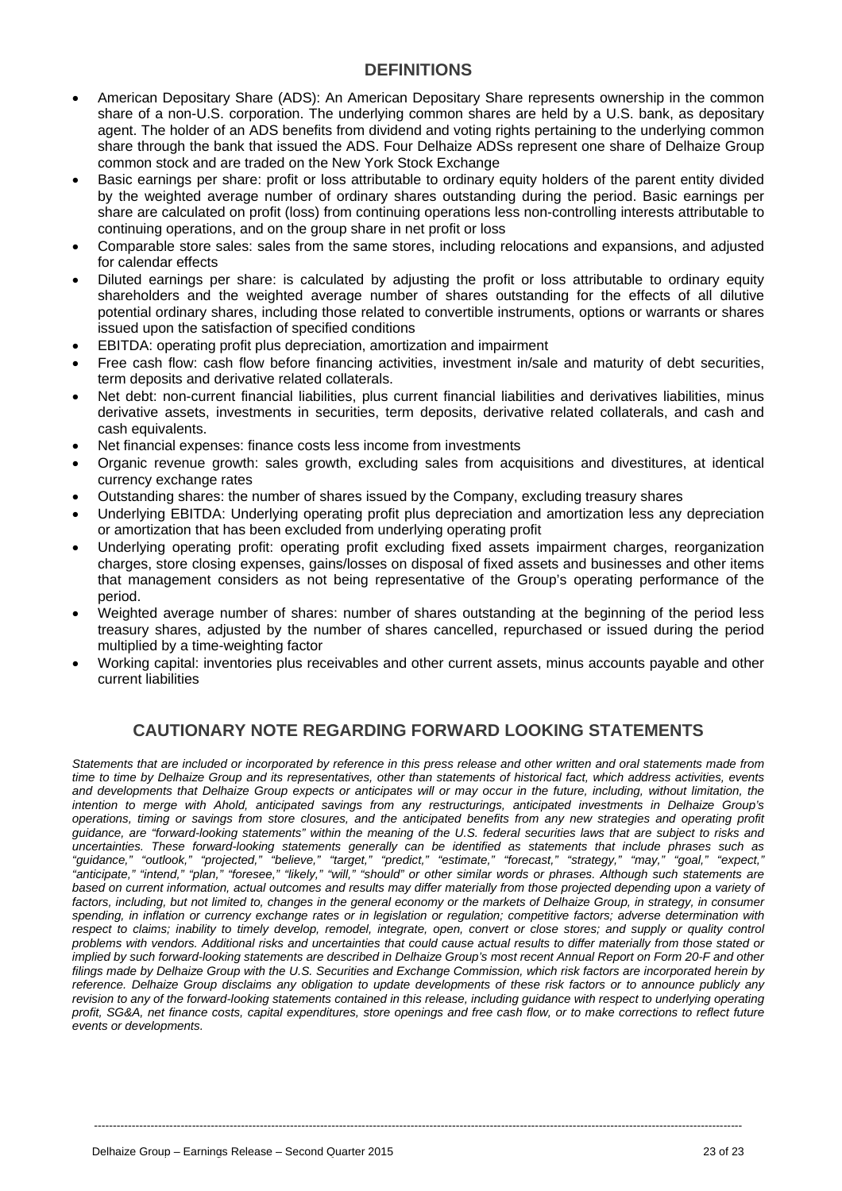## DEFINITIONS

- American Depositary Share (ADS): An American Depositary Share represents ownership in the common share of a non-U.S. corporation. The underlying common shares are held by a U.S. bank, as depositary agent. The holder of an ADS benefits from dividend and voting rights pertaining to the underlying common share through the bank that issued the ADS. Four Delhaize ADSs represent one share of Delhaize Group common stock and are traded on the New York Stock Exchange
- Basic earnings per share: profit or loss attributable to ordinary equity holders of the parent entity divided by the weighted average number of ordinary shares outstanding during the period. Basic earnings per share are calculated on profit (loss) from continuing operations less non-controlling interests attributable to continuing operations, and on the group share in net profit or loss
- Comparable store sales: sales from the same stores, including relocations and expansions, and adjusted for calendar effects
- Diluted earnings per share: is calculated by adjusting the profit or loss attributable to ordinary equity shareholders and the weighted average number of shares outstanding for the effects of all dilutive potential ordinary shares, including those related to convertible instruments, options or warrants or shares issued upon the satisfaction of specified conditions
- EBITDA: operating profit plus depreciation, amortization and impairment
- Free cash flow: cash flow before financing activities, investment in/sale and maturity of debt securities, term deposits and derivative related collaterals.
- Net debt: non-current financial liabilities, plus current financial liabilities and derivatives liabilities, minus derivative assets, investments in securities, term deposits, derivative related collaterals, and cash and cash equivalents.
- Net financial expenses: finance costs less income from investments
- Organic revenue growth: sales growth, excluding sales from acquisitions and divestitures, at identical currency exchange rates
- Outstanding shares: the number of shares issued by the Company, excluding treasury shares
- Underlying EBITDA: Underlying operating profit plus depreciation and amortization less any depreciation or amortization that has been excluded from underlying operating profit
- Underlying operating profit: operating profit excluding fixed assets impairment charges, reorganization charges, store closing expenses, gains/losses on disposal of fixed assets and businesses and other items that management considers as not being representative of the Group's operating performance of the period.
- Weighted average number of shares: number of shares outstanding at the beginning of the period less treasury shares, adjusted by the number of shares cancelled, repurchased or issued during the period multiplied by a time-weighting factor
- Working capital: inventories plus receivables and other current assets, minus accounts payable and other current liabilities

## CAUTIONARY NOTE REGARDING FORWARD LOOKING STATEMENTS

*Statements that are included or incorporated by reference in this press release and other written and oral statements made from time to time by Delhaize Group and its representatives, other than statements of historical fact, which address activities, events and developments that Delhaize Group expects or anticipates will or may occur in the future, including, without limitation, the intention to merge with Ahold, anticipated savings from any restructurings, anticipated investments in Delhaize Group's operations, timing or savings from store closures, and the anticipated benefits from any new strategies and operating profit guidance, are "forward-looking statements" within the meaning of the U.S. federal securities laws that are subject to risks and uncertainties. These forward-looking statements generally can be identified as statements that include phrases such as "guidance," "outlook," "projected," "believe," "target," "predict," "estimate," "forecast," "strategy," "may," "goal," "expect," "anticipate," "intend," "plan," "foresee," "likely," "will," "should" or other similar words or phrases. Although such statements are based on current information, actual outcomes and results may differ materially from those projected depending upon a variety of factors, including, but not limited to, changes in the general economy or the markets of Delhaize Group, in strategy, in consumer spending, in inflation or currency exchange rates or in legislation or regulation; competitive factors; adverse determination with respect to claims; inability to timely develop, remodel, integrate, open, convert or close stores; and supply or quality control problems with vendors. Additional risks and uncertainties that could cause actual results to differ materially from those stated or implied by such forward-looking statements are described in Delhaize Group's most recent Annual Report on Form 20-F and other filings made by Delhaize Group with the U.S. Securities and Exchange Commission, which risk factors are incorporated herein by reference. Delhaize Group disclaims any obligation to update developments of these risk factors or to announce publicly any revision to any of the forward-looking statements contained in this release, including guidance with respect to underlying operating profit, SG&A, net finance costs, capital expenditures, store openings and free cash flow, or to make corrections to reflect future events or developments.*